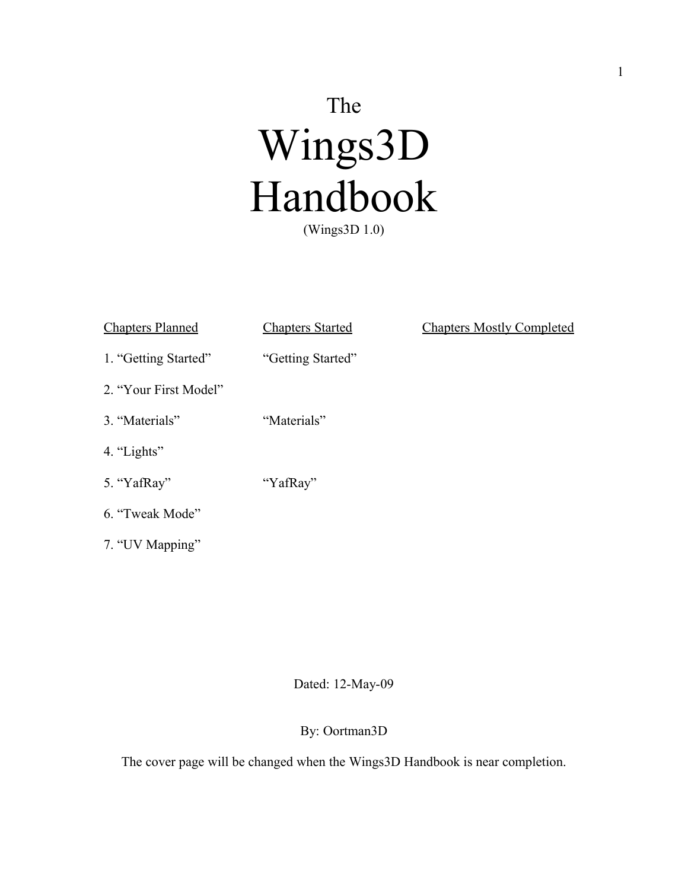The

# Wings3D Handbook

(Wings3D 1.0)

| Chapters Planned | Chapters Started | Chapters Mostly Completed |
| --- | --- | --- |
| 1. "Getting Started" | "Getting Started" | |
| 2. "Your First Model" | | |
| 3. "Materials" | "Materials" | |
| 4. "Lights" | | |
| 5. "YafRay" | "YafRay" | |
| 6. "Tweak Mode" | | |
| 7. "UV Mapping" | | |

Dated: 12-May-09

By: Oortman3D

The cover page will be changed when the Wings3D Handbook is near completion.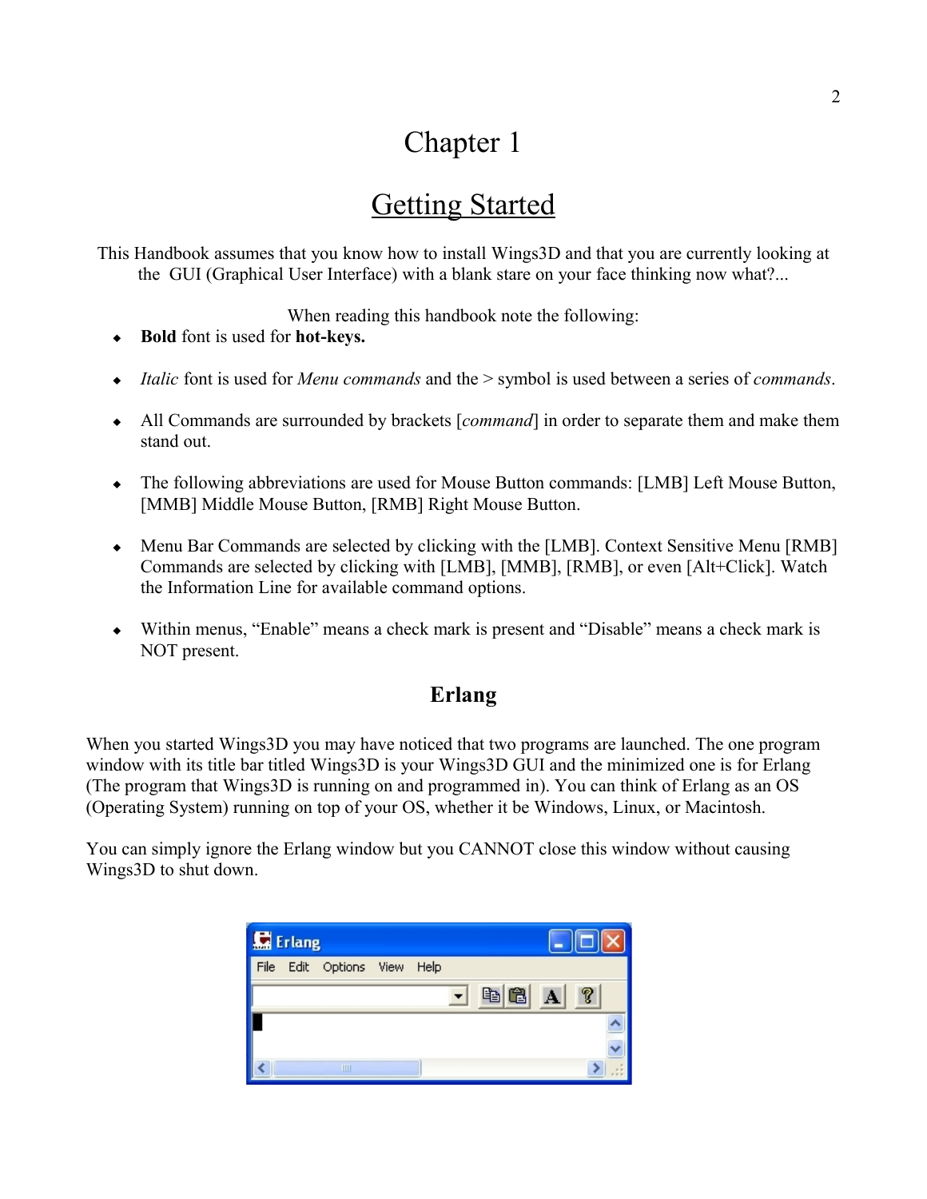# Chapter 1

# Getting Started

This Handbook assumes that you know how to install Wings3D and that you are currently looking at the GUI (Graphical User Interface) with a blank stare on your face thinking now what?...

When reading this handbook note the following:

- **Bold** font is used for **hot-keys.**
- *Italic* font is used for *Menu commands* and the > symbol is used between a series of *commands*.
- All Commands are surrounded by brackets [*command*] in order to separate them and make them stand out.
- The following abbreviations are used for Mouse Button commands: [LMB] Left Mouse Button, [MMB] Middle Mouse Button, [RMB] Right Mouse Button.
- Menu Bar Commands are selected by clicking with the [LMB]. Context Sensitive Menu [RMB] Commands are selected by clicking with [LMB], [MMB], [RMB], or even [Alt+Click]. Watch the Information Line for available command options.
- Within menus, "Enable" means a check mark is present and "Disable" means a check mark is NOT present.

## Erlang

When you started Wings3D you may have noticed that two programs are launched. The one program window with its title bar titled Wings3D is your Wings3D GUI and the minimized one is for Erlang (The program that Wings3D is running on and programmed in). You can think of Erlang as an OS (Operating System) running on top of your OS, whether it be Windows, Linux, or Macintosh.

You can simply ignore the Erlang window but you CANNOT close this window without causing Wings3D to shut down.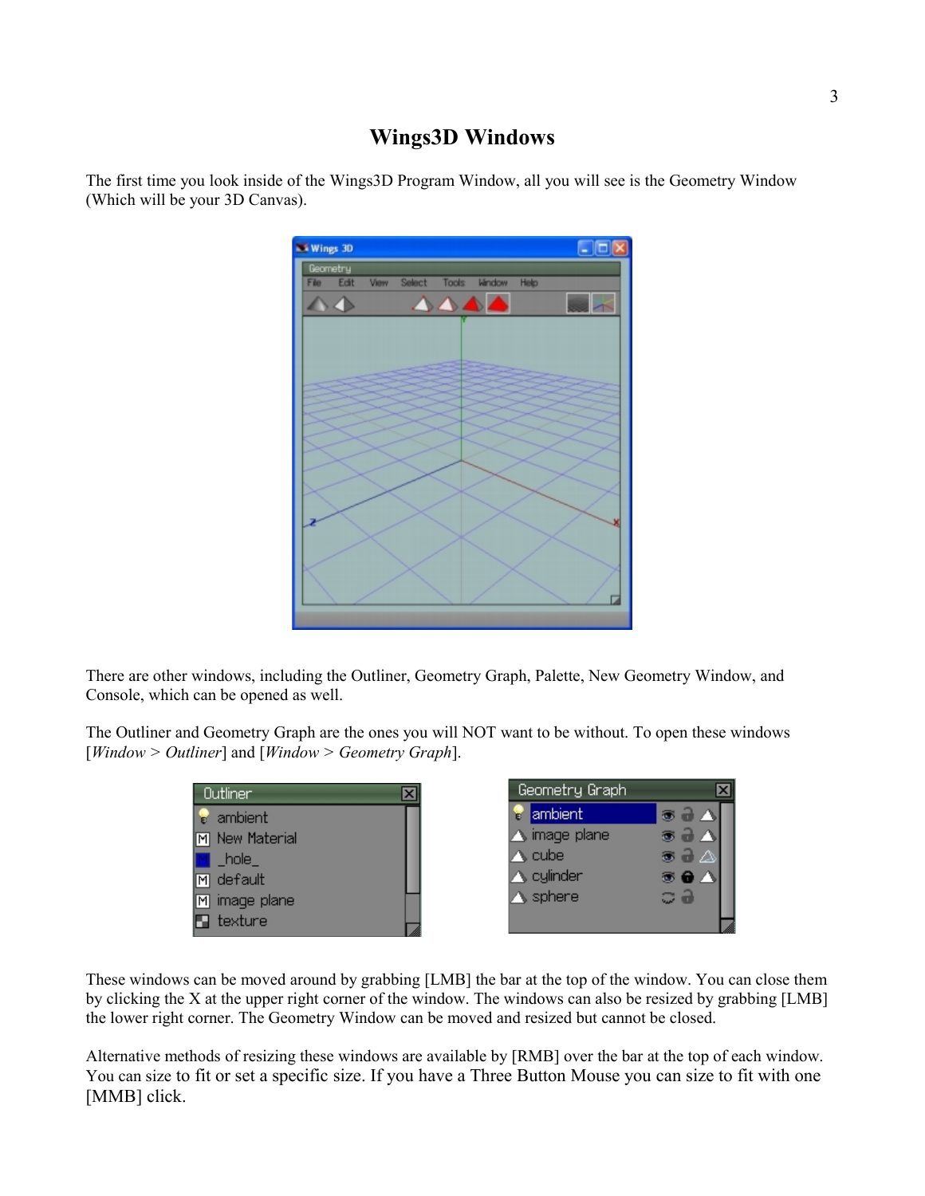# Wings3D Windows

The first time you look inside of the Wings3D Program Window, all you will see is the Geometry Window (Which will be your 3D Canvas).

There are other windows, including the Outliner, Geometry Graph, Palette, New Geometry Window, and Console, which can be opened as well.

The Outliner and Geometry Graph are the ones you will NOT want to be without. To open these windows [*Window* > *Outliner*] and [*Window* > *Geometry Graph*].

These windows can be moved around by grabbing [LMB] the bar at the top of the window. You can close them by clicking the X at the upper right corner of the window. The windows can also be resized by grabbing [LMB] the lower right corner. The Geometry Window can be moved and resized but cannot be closed.

Alternative methods of resizing these windows are available by [RMB] over the bar at the top of each window. You can size to fit or set a specific size. If you have a Three Button Mouse you can size to fit with one [MMB] click.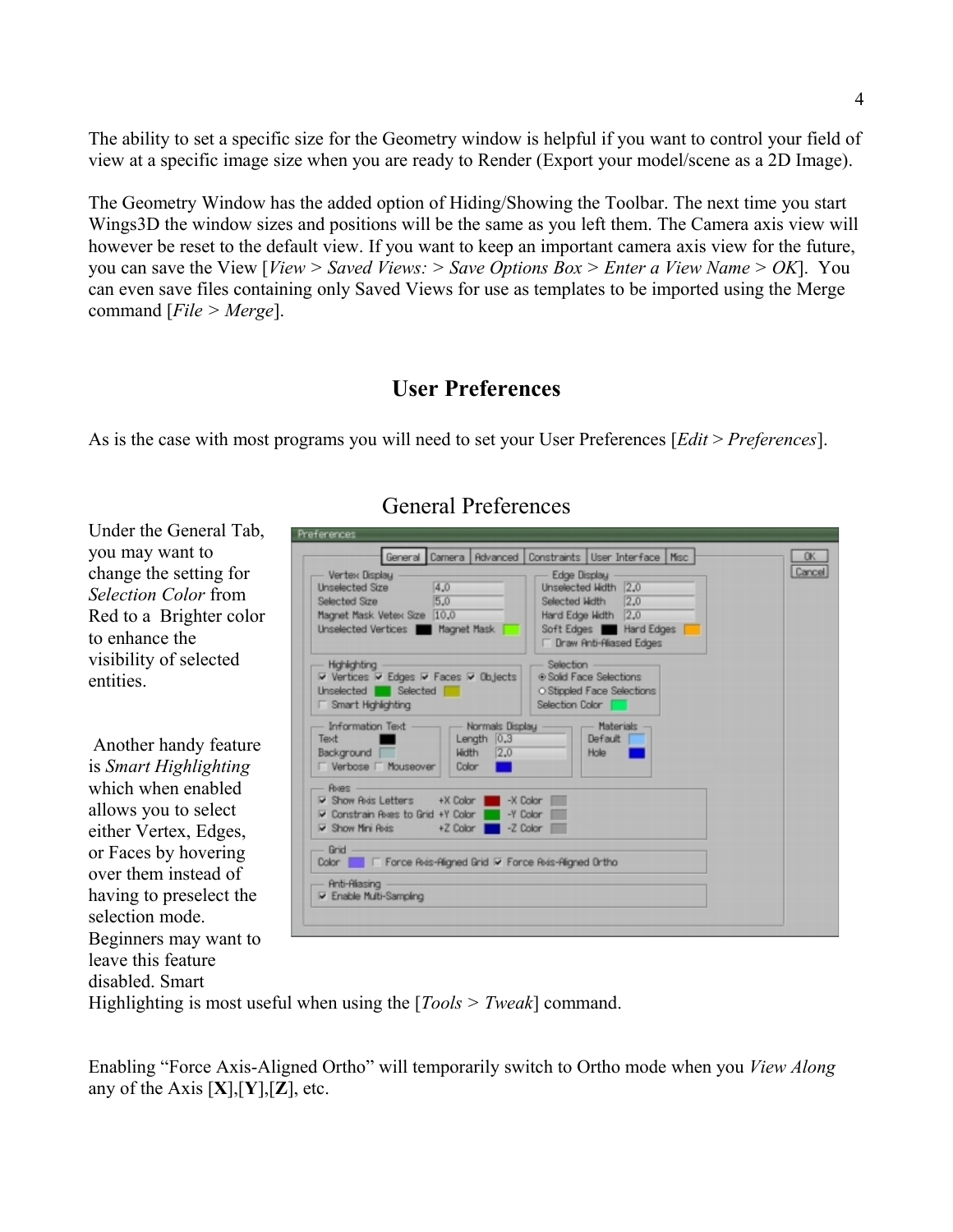The ability to set a specific size for the Geometry window is helpful if you want to control your field of view at a specific image size when you are ready to Render (Export your model/scene as a 2D Image).

The Geometry Window has the added option of Hiding/Showing the Toolbar. The next time you start Wings3D the window sizes and positions will be the same as you left them. The Camera axis view will however be reset to the default view. If you want to keep an important camera axis view for the future, you can save the View [*View* > *Saved Views:* > *Save Options Box* > *Enter a View Name* > *OK*]. You can even save files containing only Saved Views for use as templates to be imported using the Merge command [*File* > *Merge*].

## User Preferences

As is the case with most programs you will need to set your User Preferences [*Edit* > *Preferences*].

### General Preferences

Under the General Tab, you may want to change the setting for *Selection Color* from Red to a Brighter color to enhance the visibility of selected entities.

Another handy feature is *Smart Highlighting* which when enabled allows you to select either Vertex, Edges, or Faces by hovering over them instead of having to preselect the selection mode. Beginners may want to leave this feature disabled. Smart Highlighting is most useful when using the [*Tools* > *Tweak*] command.

Enabling "Force Axis-Aligned Ortho" will temporarily switch to Ortho mode when you *View Along* any of the Axis [**X**],[**Y**],[**Z**], etc.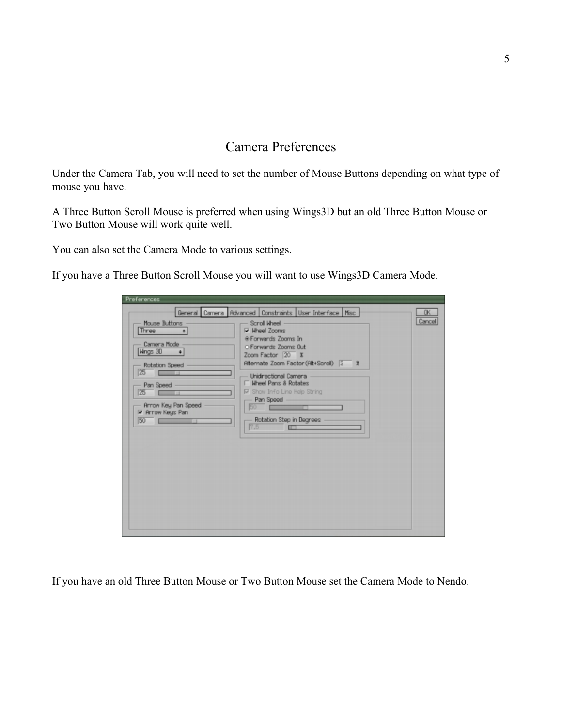# Camera Preferences

Under the Camera Tab, you will need to set the number of Mouse Buttons depending on what type of mouse you have.

A Three Button Scroll Mouse is preferred when using Wings3D but an old Three Button Mouse or Two Button Mouse will work quite well.

You can also set the Camera Mode to various settings.

If you have a Three Button Scroll Mouse you will want to use Wings3D Camera Mode.

If you have an old Three Button Mouse or Two Button Mouse set the Camera Mode to Nendo.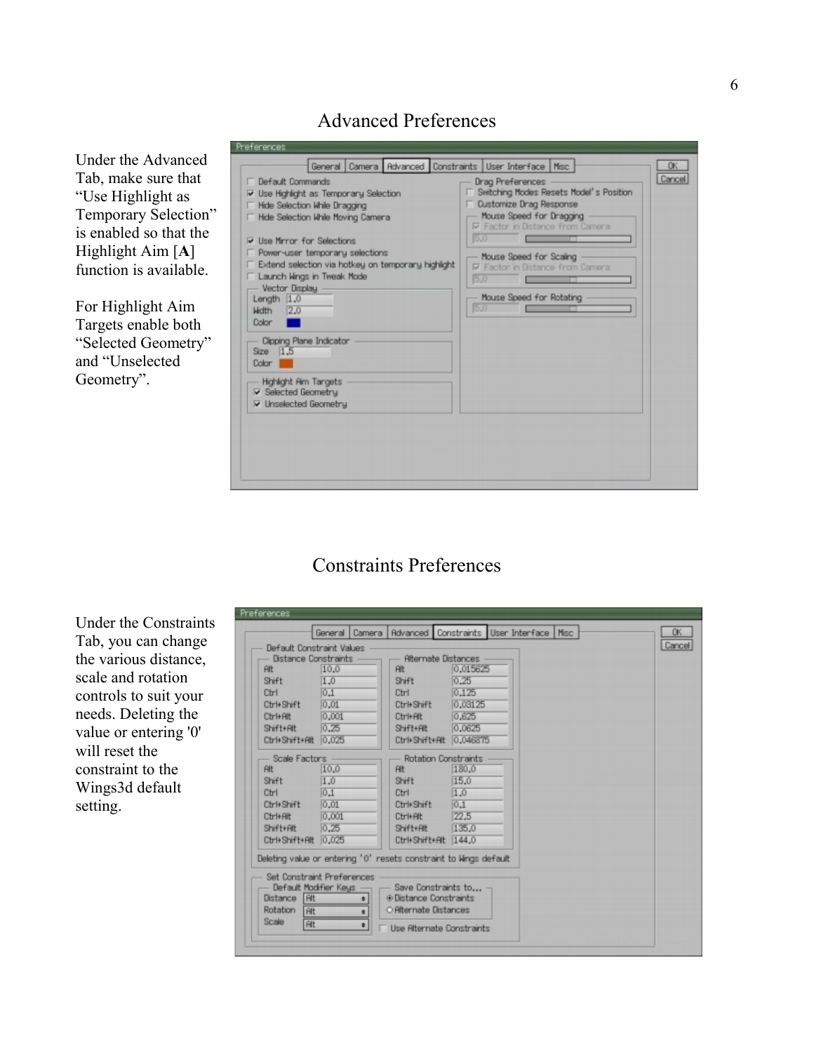## Advanced Preferences

Under the Advanced Tab, make sure that "Use Highlight as Temporary Selection" is enabled so that the Highlight Aim [**A**] function is available.

For Highlight Aim Targets enable both "Selected Geometry" and "Unselected Geometry".

## Constraints Preferences

Under the Constraints Tab, you can change the various distance, scale and rotation controls to suit your needs. Deleting the value or entering '0' will reset the constraint to the Wings3d default setting.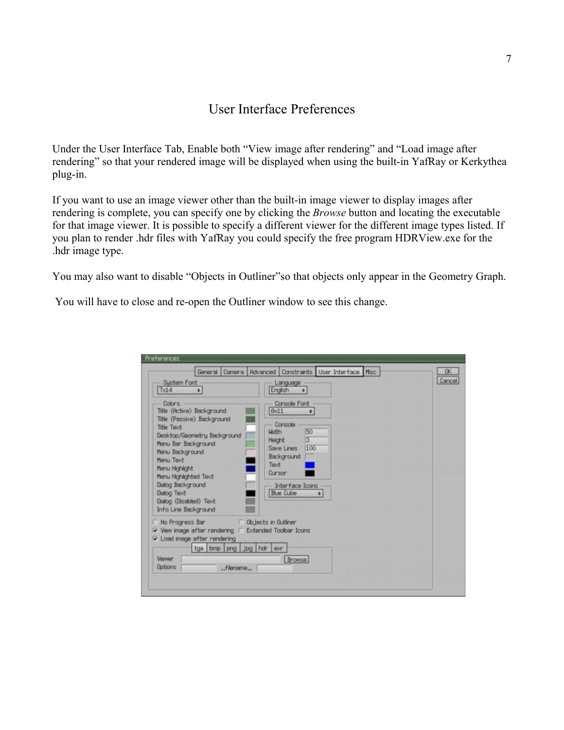# User Interface Preferences

Under the User Interface Tab, Enable both “View image after rendering” and “Load image after rendering” so that your rendered image will be displayed when using the built-in YafRay or Kerkythea plug-in.

If you want to use an image viewer other than the built-in image viewer to display images after rendering is complete, you can specify one by clicking the *Browse* button and locating the executable for that image viewer. It is possible to specify a different viewer for the different image types listed. If you plan to render .hdr files with YafRay you could specify the free program HDRView.exe for the .hdr image type.

You may also want to disable “Objects in Outliner”so that objects only appear in the Geometry Graph.

You will have to close and re-open the Outliner window to see this change.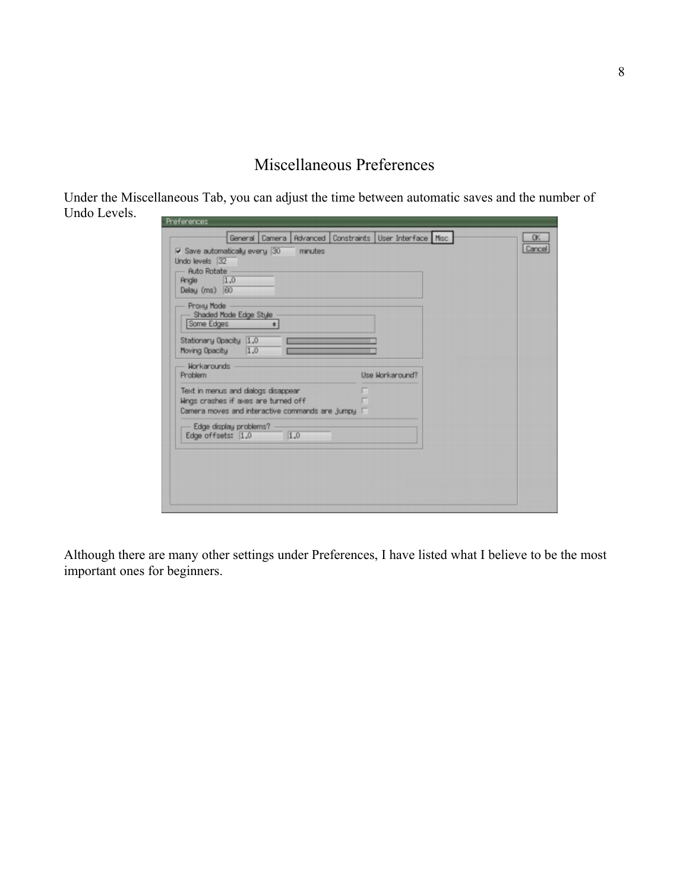# Miscellaneous Preferences

Under the Miscellaneous Tab, you can adjust the time between automatic saves and the number of Undo Levels.

Although there are many other settings under Preferences, I have listed what I believe to be the most important ones for beginners.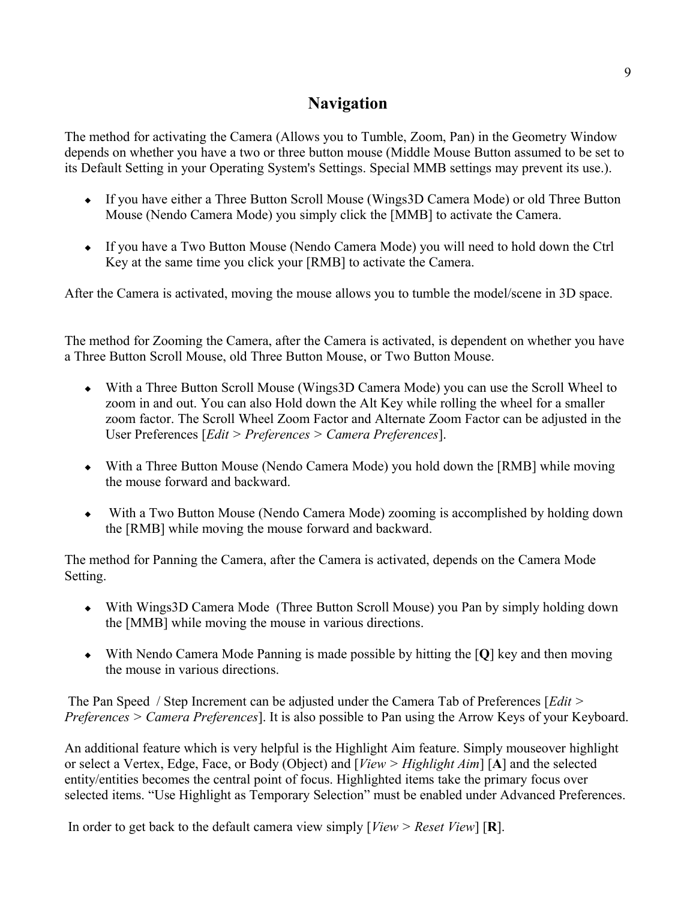# Navigation

The method for activating the Camera (Allows you to Tumble, Zoom, Pan) in the Geometry Window depends on whether you have a two or three button mouse (Middle Mouse Button assumed to be set to its Default Setting in your Operating System's Settings. Special MMB settings may prevent its use.).

- If you have either a Three Button Scroll Mouse (Wings3D Camera Mode) or old Three Button Mouse (Nendo Camera Mode) you simply click the [MMB] to activate the Camera.

- If you have a Two Button Mouse (Nendo Camera Mode) you will need to hold down the Ctrl Key at the same time you click your [RMB] to activate the Camera.

After the Camera is activated, moving the mouse allows you to tumble the model/scene in 3D space.

The method for Zooming the Camera, after the Camera is activated, is dependent on whether you have a Three Button Scroll Mouse, old Three Button Mouse, or Two Button Mouse.

- With a Three Button Scroll Mouse (Wings3D Camera Mode) you can use the Scroll Wheel to zoom in and out. You can also Hold down the Alt Key while rolling the wheel for a smaller zoom factor. The Scroll Wheel Zoom Factor and Alternate Zoom Factor can be adjusted in the User Preferences [*Edit* > *Preferences* > *Camera Preferences*].

- With a Three Button Mouse (Nendo Camera Mode) you hold down the [RMB] while moving the mouse forward and backward.

- With a Two Button Mouse (Nendo Camera Mode) zooming is accomplished by holding down the [RMB] while moving the mouse forward and backward.

The method for Panning the Camera, after the Camera is activated, depends on the Camera Mode Setting.

- With Wings3D Camera Mode (Three Button Scroll Mouse) you Pan by simply holding down the [MMB] while moving the mouse in various directions.

- With Nendo Camera Mode Panning is made possible by hitting the [**Q**] key and then moving the mouse in various directions.

The Pan Speed / Step Increment can be adjusted under the Camera Tab of Preferences [*Edit* > *Preferences* > *Camera Preferences*]. It is also possible to Pan using the Arrow Keys of your Keyboard.

An additional feature which is very helpful is the Highlight Aim feature. Simply mouseover highlight or select a Vertex, Edge, Face, or Body (Object) and [*View* > *Highlight Aim*] [**A**] and the selected entity/entities becomes the central point of focus. Highlighted items take the primary focus over selected items. "Use Highlight as Temporary Selection" must be enabled under Advanced Preferences.

In order to get back to the default camera view simply [*View* > *Reset View*] [**R**].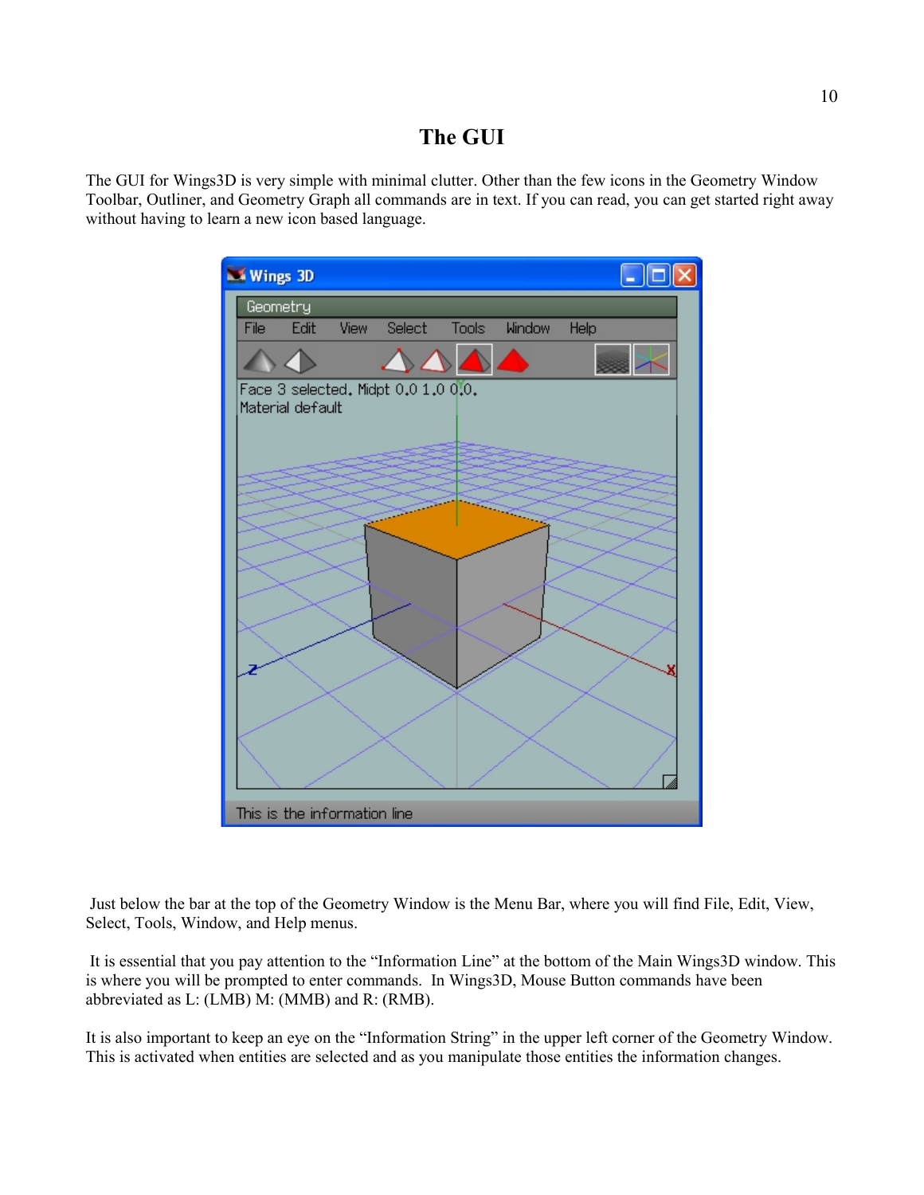# The GUI

The GUI for Wings3D is very simple with minimal clutter. Other than the few icons in the Geometry Window Toolbar, Outliner, and Geometry Graph all commands are in text. If you can read, you can get started right away without having to learn a new icon based language.

Just below the bar at the top of the Geometry Window is the Menu Bar, where you will find File, Edit, View, Select, Tools, Window, and Help menus.

It is essential that you pay attention to the "Information Line" at the bottom of the Main Wings3D window. This is where you will be prompted to enter commands. In Wings3D, Mouse Button commands have been abbreviated as L: (LMB) M: (MMB) and R: (RMB).

It is also important to keep an eye on the "Information String" in the upper left corner of the Geometry Window. This is activated when entities are selected and as you manipulate those entities the information changes.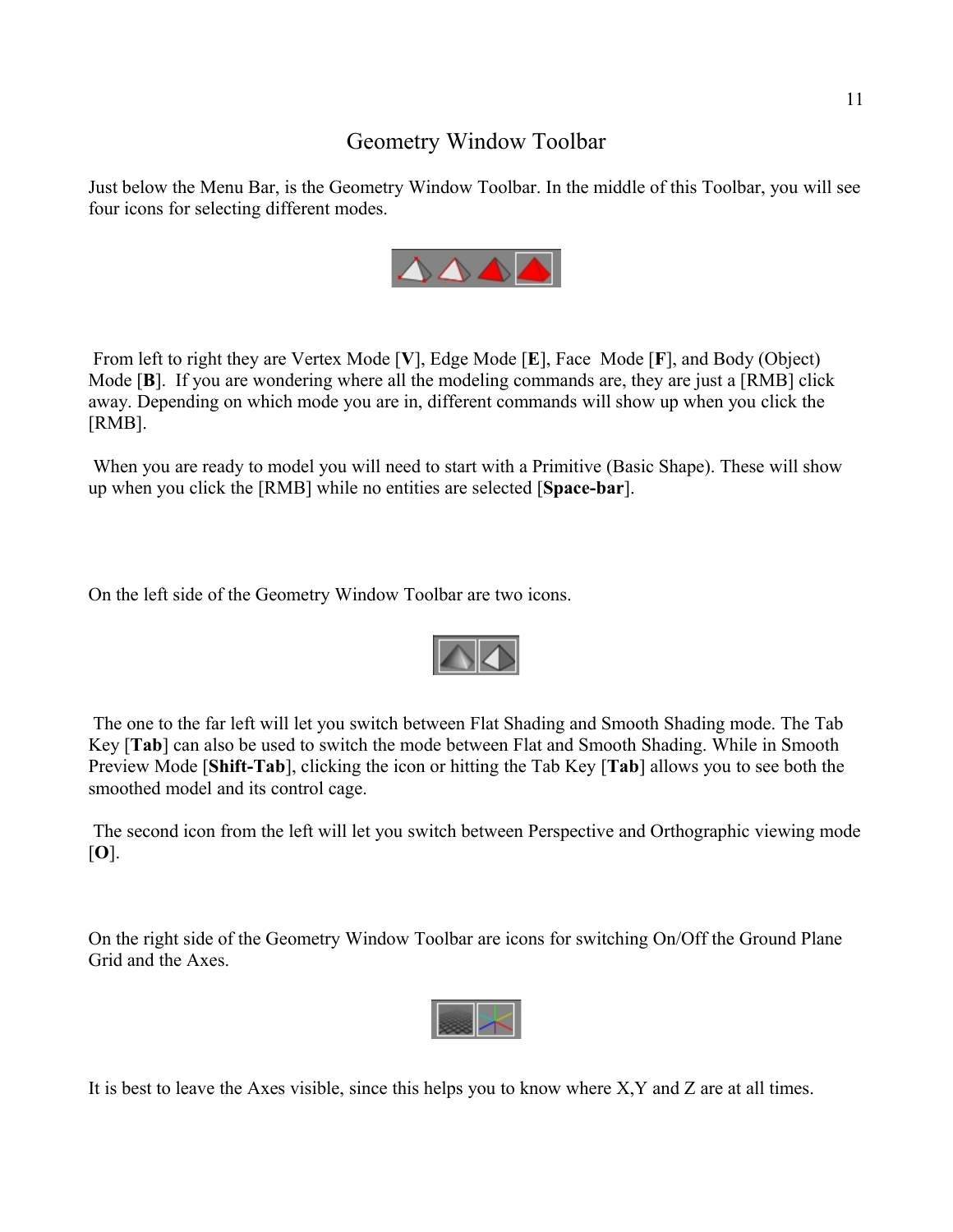## Geometry Window Toolbar

Just below the Menu Bar, is the Geometry Window Toolbar. In the middle of this Toolbar, you will see four icons for selecting different modes.

From left to right they are Vertex Mode [**V**], Edge Mode [**E**], Face Mode [**F**], and Body (Object) Mode [**B**]. If you are wondering where all the modeling commands are, they are just a [RMB] click away. Depending on which mode you are in, different commands will show up when you click the [RMB].

When you are ready to model you will need to start with a Primitive (Basic Shape). These will show up when you click the [RMB] while no entities are selected [**Space-bar**].

On the left side of the Geometry Window Toolbar are two icons.

The one to the far left will let you switch between Flat Shading and Smooth Shading mode. The Tab Key [**Tab**] can also be used to switch the mode between Flat and Smooth Shading. While in Smooth Preview Mode [**Shift-Tab**], clicking the icon or hitting the Tab Key [**Tab**] allows you to see both the smoothed model and its control cage.

The second icon from the left will let you switch between Perspective and Orthographic viewing mode [**O**].

On the right side of the Geometry Window Toolbar are icons for switching On/Off the Ground Plane Grid and the Axes.

It is best to leave the Axes visible, since this helps you to know where X,Y and Z are at all times.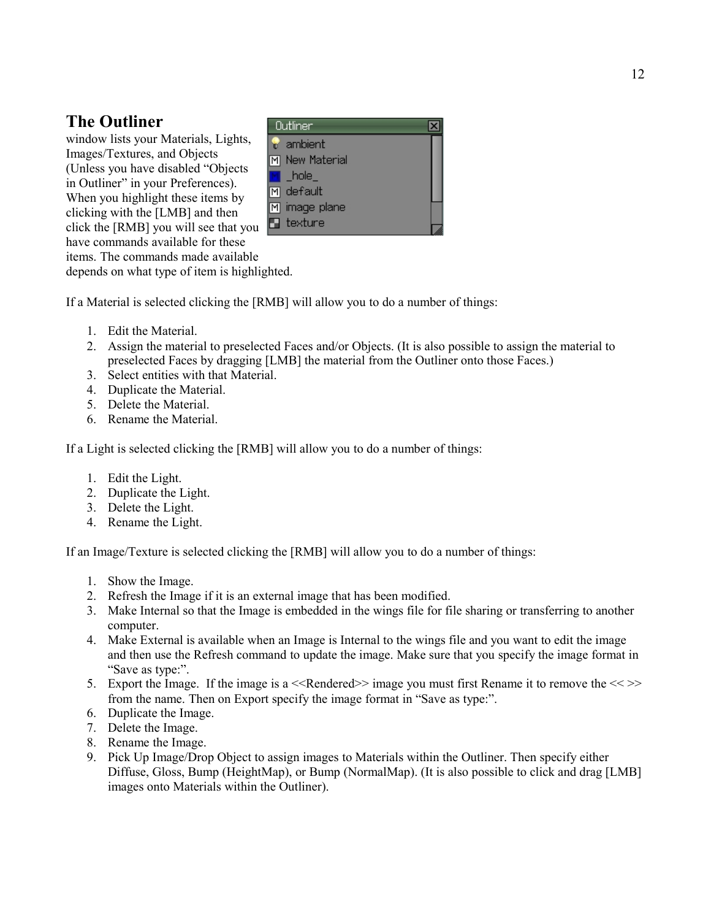## The Outliner

window lists your Materials, Lights, Images/Textures, and Objects (Unless you have disabled "Objects in Outliner" in your Preferences). When you highlight these items by clicking with the [LMB] and then click the [RMB] you will see that you have commands available for these items. The commands made available depends on what type of item is highlighted.

If a Material is selected clicking the [RMB] will allow you to do a number of things:

1. Edit the Material.
2. Assign the material to preselected Faces and/or Objects. (It is also possible to assign the material to preselected Faces by dragging [LMB] the material from the Outliner onto those Faces.)
3. Select entities with that Material.
4. Duplicate the Material.
5. Delete the Material.
6. Rename the Material.

If a Light is selected clicking the [RMB] will allow you to do a number of things:

1. Edit the Light.
2. Duplicate the Light.
3. Delete the Light.
4. Rename the Light.

If an Image/Texture is selected clicking the [RMB] will allow you to do a number of things:

1. Show the Image.
2. Refresh the Image if it is an external image that has been modified.
3. Make Internal so that the Image is embedded in the wings file for file sharing or transferring to another computer.
4. Make External is available when an Image is Internal to the wings file and you want to edit the image and then use the Refresh command to update the image. Make sure that you specify the image format in "Save as type:".
5. Export the Image. If the image is a <<Rendered>> image you must first Rename it to remove the << >> from the name. Then on Export specify the image format in "Save as type:".
6. Duplicate the Image.
7. Delete the Image.
8. Rename the Image.
9. Pick Up Image/Drop Object to assign images to Materials within the Outliner. Then specify either Diffuse, Gloss, Bump (HeightMap), or Bump (NormalMap). (It is also possible to click and drag [LMB] images onto Materials within the Outliner).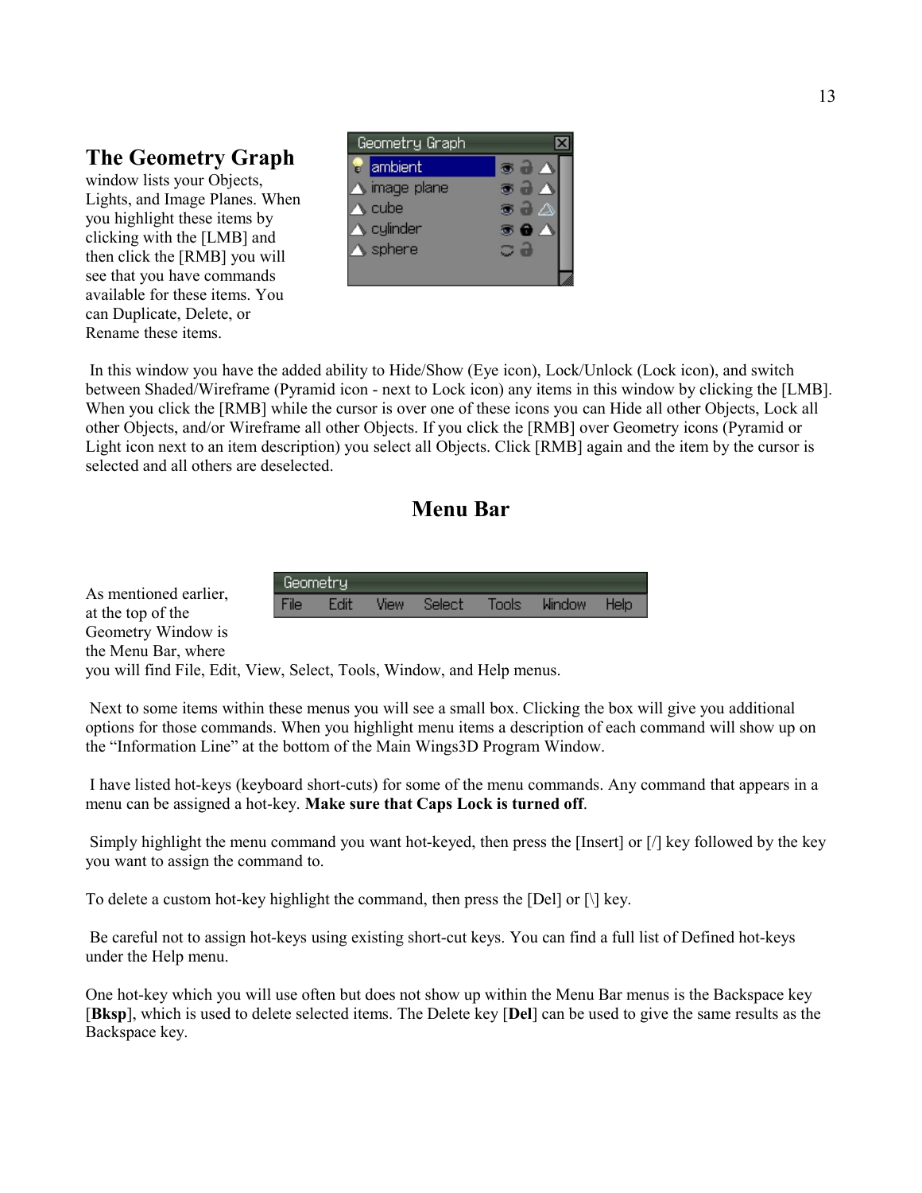## The Geometry Graph

window lists your Objects, Lights, and Image Planes. When you highlight these items by clicking with the [LMB] and then click the [RMB] you will see that you have commands available for these items. You can Duplicate, Delete, or Rename these items.

In this window you have the added ability to Hide/Show (Eye icon), Lock/Unlock (Lock icon), and switch between Shaded/Wireframe (Pyramid icon - next to Lock icon) any items in this window by clicking the [LMB]. When you click the [RMB] while the cursor is over one of these icons you can Hide all other Objects, Lock all other Objects, and/or Wireframe all other Objects. If you click the [RMB] over Geometry icons (Pyramid or Light icon next to an item description) you select all Objects. Click [RMB] again and the item by the cursor is selected and all others are deselected.

## Menu Bar

As mentioned earlier, at the top of the Geometry Window is the Menu Bar, where you will find File, Edit, View, Select, Tools, Window, and Help menus.

Next to some items within these menus you will see a small box. Clicking the box will give you additional options for those commands. When you highlight menu items a description of each command will show up on the "Information Line" at the bottom of the Main Wings3D Program Window.

I have listed hot-keys (keyboard short-cuts) for some of the menu commands. Any command that appears in a menu can be assigned a hot-key. **Make sure that Caps Lock is turned off**.

Simply highlight the menu command you want hot-keyed, then press the [Insert] or [/] key followed by the key you want to assign the command to.

To delete a custom hot-key highlight the command, then press the [Del] or [\] key.

Be careful not to assign hot-keys using existing short-cut keys. You can find a full list of Defined hot-keys under the Help menu.

One hot-key which you will use often but does not show up within the Menu Bar menus is the Backspace key [**Bksp**], which is used to delete selected items. The Delete key [**Del**] can be used to give the same results as the Backspace key.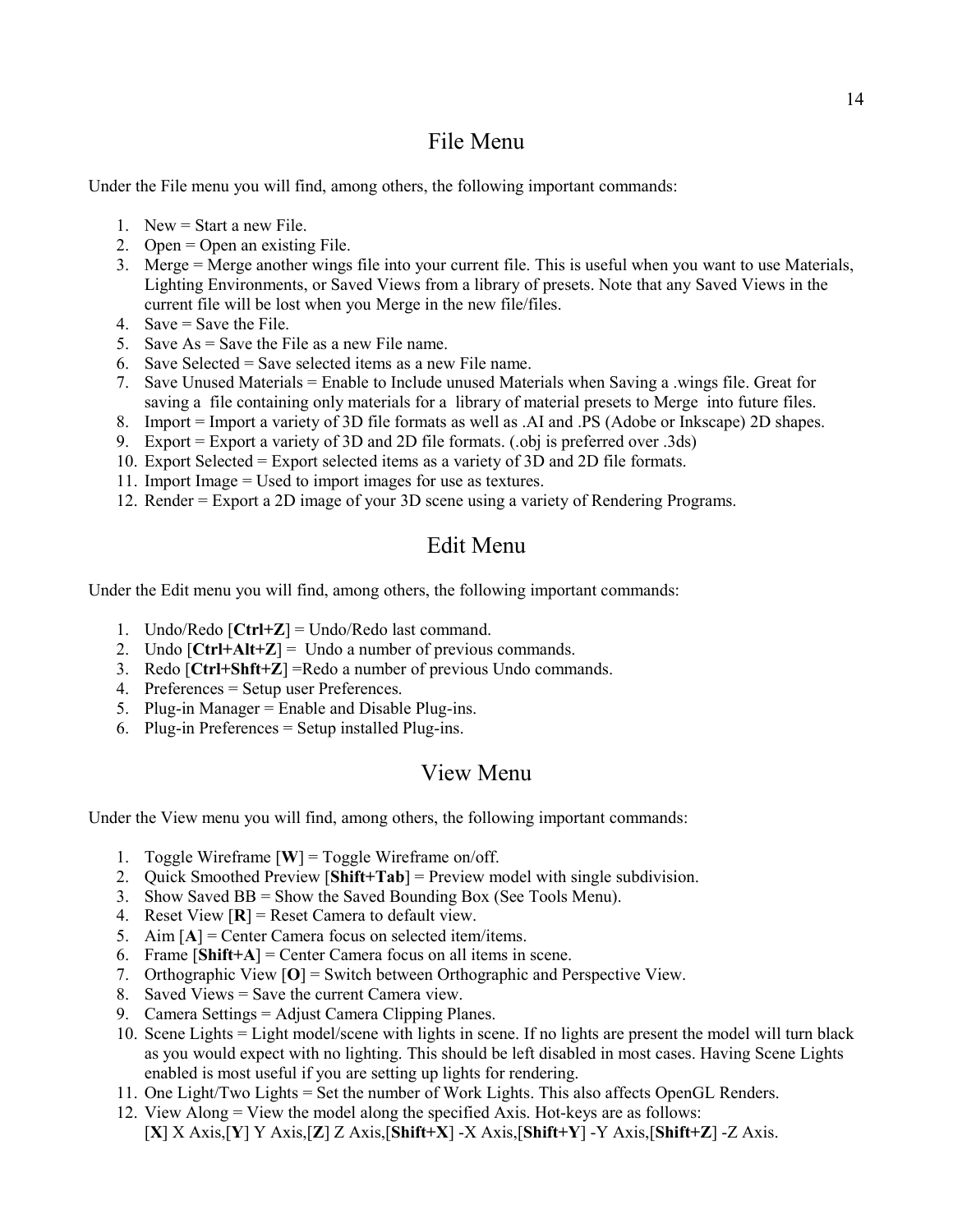## File Menu

Under the File menu you will find, among others, the following important commands:

1. New = Start a new File.
2. Open = Open an existing File.
3. Merge = Merge another wings file into your current file. This is useful when you want to use Materials, Lighting Environments, or Saved Views from a library of presets. Note that any Saved Views in the current file will be lost when you Merge in the new file/files.
4. Save = Save the File.
5. Save As = Save the File as a new File name.
6. Save Selected = Save selected items as a new File name.
7. Save Unused Materials = Enable to Include unused Materials when Saving a .wings file. Great for saving a file containing only materials for a library of material presets to Merge into future files.
8. Import = Import a variety of 3D file formats as well as .AI and .PS (Adobe or Inkscape) 2D shapes.
9. Export = Export a variety of 3D and 2D file formats. (.obj is preferred over .3ds)
10. Export Selected = Export selected items as a variety of 3D and 2D file formats.
11. Import Image = Used to import images for use as textures.
12. Render = Export a 2D image of your 3D scene using a variety of Rendering Programs.

## Edit Menu

Under the Edit menu you will find, among others, the following important commands:

1. Undo/Redo [**Ctrl+Z**] = Undo/Redo last command.
2. Undo [**Ctrl+Alt+Z**] = Undo a number of previous commands.
3. Redo [**Ctrl+Shft+Z**] =Redo a number of previous Undo commands.
4. Preferences = Setup user Preferences.
5. Plug-in Manager = Enable and Disable Plug-ins.
6. Plug-in Preferences = Setup installed Plug-ins.

## View Menu

Under the View menu you will find, among others, the following important commands:

1. Toggle Wireframe [**W**] = Toggle Wireframe on/off.
2. Quick Smoothed Preview [**Shift+Tab**] = Preview model with single subdivision.
3. Show Saved BB = Show the Saved Bounding Box (See Tools Menu).
4. Reset View [**R**] = Reset Camera to default view.
5. Aim [**A**] = Center Camera focus on selected item/items.
6. Frame [**Shift+A**] = Center Camera focus on all items in scene.
7. Orthographic View [**O**] = Switch between Orthographic and Perspective View.
8. Saved Views = Save the current Camera view.
9. Camera Settings = Adjust Camera Clipping Planes.
10. Scene Lights = Light model/scene with lights in scene. If no lights are present the model will turn black as you would expect with no lighting. This should be left disabled in most cases. Having Scene Lights enabled is most useful if you are setting up lights for rendering.
11. One Light/Two Lights = Set the number of Work Lights. This also affects OpenGL Renders.
12. View Along = View the model along the specified Axis. Hot-keys are as follows:
    [**X**] X Axis,[**Y**] Y Axis,[**Z**] Z Axis,[**Shift+X**] -X Axis,[**Shift+Y**] -Y Axis,[**Shift+Z**] -Z Axis.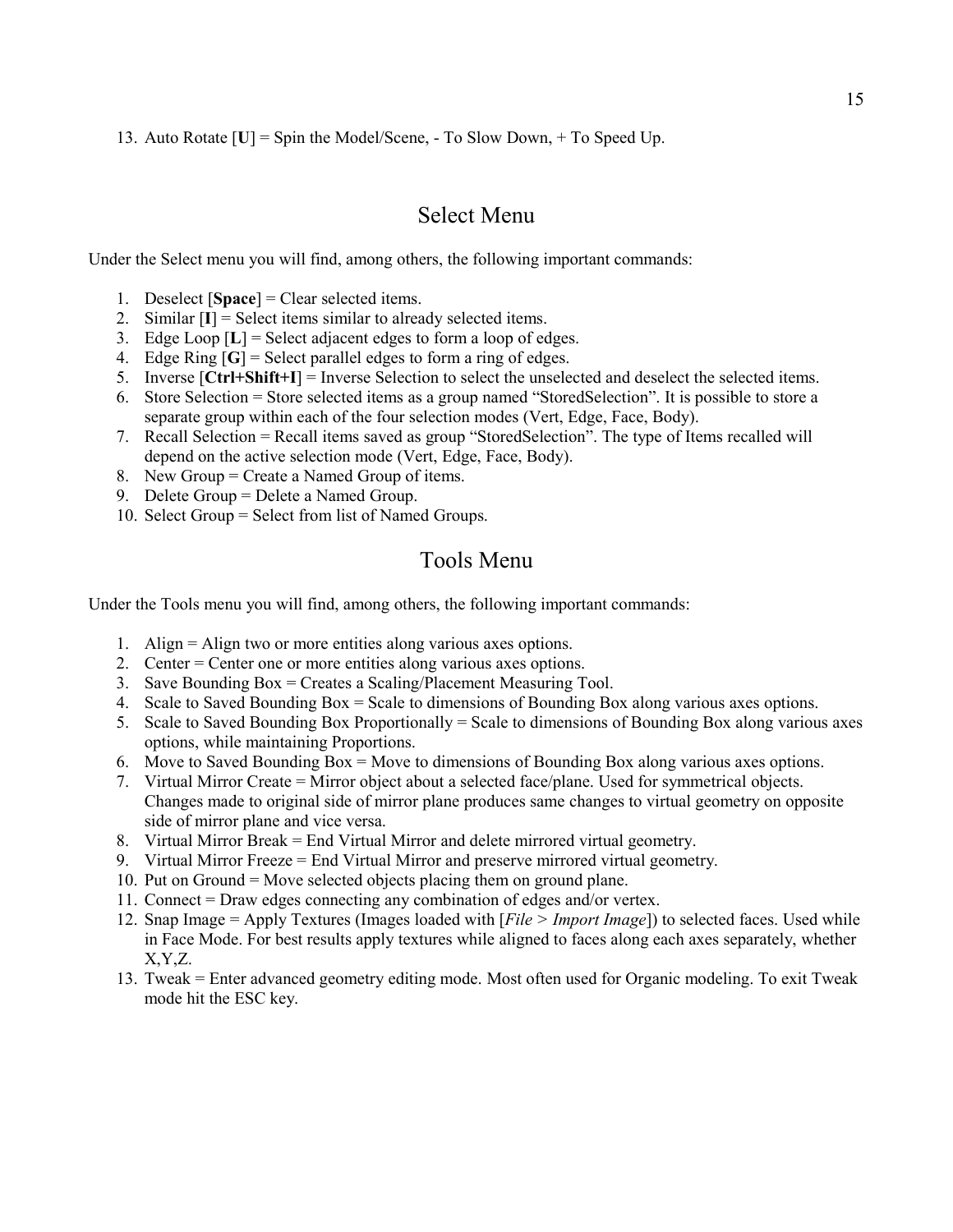13. Auto Rotate [**U**] = Spin the Model/Scene, - To Slow Down, + To Speed Up.

## Select Menu

Under the Select menu you will find, among others, the following important commands:

1. Deselect [**Space**] = Clear selected items.
2. Similar [**I**] = Select items similar to already selected items.
3. Edge Loop [**L**] = Select adjacent edges to form a loop of edges.
4. Edge Ring [**G**] = Select parallel edges to form a ring of edges.
5. Inverse [**Ctrl+Shift+I**] = Inverse Selection to select the unselected and deselect the selected items.
6. Store Selection = Store selected items as a group named "StoredSelection". It is possible to store a separate group within each of the four selection modes (Vert, Edge, Face, Body).
7. Recall Selection = Recall items saved as group "StoredSelection". The type of Items recalled will depend on the active selection mode (Vert, Edge, Face, Body).
8. New Group = Create a Named Group of items.
9. Delete Group = Delete a Named Group.
10. Select Group = Select from list of Named Groups.

## Tools Menu

Under the Tools menu you will find, among others, the following important commands:

1. Align = Align two or more entities along various axes options.
2. Center = Center one or more entities along various axes options.
3. Save Bounding Box = Creates a Scaling/Placement Measuring Tool.
4. Scale to Saved Bounding Box = Scale to dimensions of Bounding Box along various axes options.
5. Scale to Saved Bounding Box Proportionally = Scale to dimensions of Bounding Box along various axes options, while maintaining Proportions.
6. Move to Saved Bounding Box = Move to dimensions of Bounding Box along various axes options.
7. Virtual Mirror Create = Mirror object about a selected face/plane. Used for symmetrical objects. Changes made to original side of mirror plane produces same changes to virtual geometry on opposite side of mirror plane and vice versa.
8. Virtual Mirror Break = End Virtual Mirror and delete mirrored virtual geometry.
9. Virtual Mirror Freeze = End Virtual Mirror and preserve mirrored virtual geometry.
10. Put on Ground = Move selected objects placing them on ground plane.
11. Connect = Draw edges connecting any combination of edges and/or vertex.
12. Snap Image = Apply Textures (Images loaded with [*File > Import Image*]) to selected faces. Used while in Face Mode. For best results apply textures while aligned to faces along each axes separately, whether X,Y,Z.
13. Tweak = Enter advanced geometry editing mode. Most often used for Organic modeling. To exit Tweak mode hit the ESC key.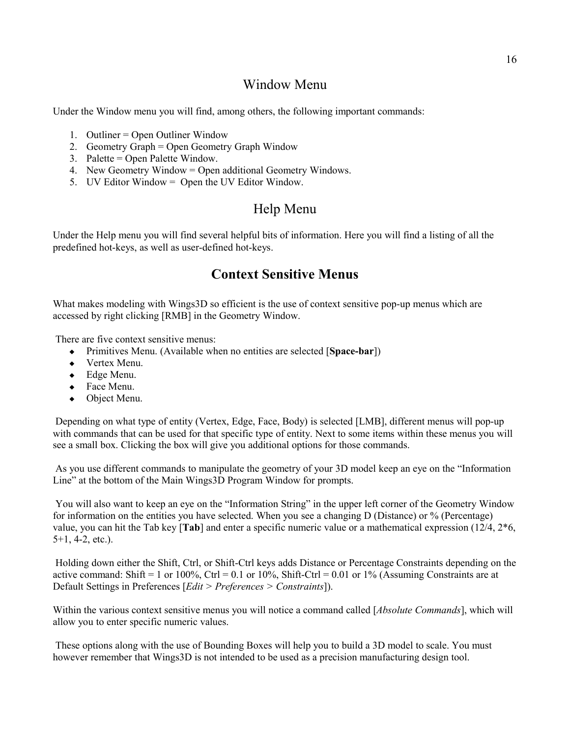## Window Menu

Under the Window menu you will find, among others, the following important commands:

1. Outliner = Open Outliner Window
2. Geometry Graph = Open Geometry Graph Window
3. Palette = Open Palette Window.
4. New Geometry Window = Open additional Geometry Windows.
5. UV Editor Window = Open the UV Editor Window.

## Help Menu

Under the Help menu you will find several helpful bits of information. Here you will find a listing of all the predefined hot-keys, as well as user-defined hot-keys.

# Context Sensitive Menus

What makes modeling with Wings3D so efficient is the use of context sensitive pop-up menus which are accessed by right clicking [RMB] in the Geometry Window.

There are five context sensitive menus:

- Primitives Menu. (Available when no entities are selected [**Space-bar**])
- Vertex Menu.
- Edge Menu.
- Face Menu.
- Object Menu.

Depending on what type of entity (Vertex, Edge, Face, Body) is selected [LMB], different menus will pop-up with commands that can be used for that specific type of entity. Next to some items within these menus you will see a small box. Clicking the box will give you additional options for those commands.

As you use different commands to manipulate the geometry of your 3D model keep an eye on the "Information Line" at the bottom of the Main Wings3D Program Window for prompts.

You will also want to keep an eye on the "Information String" in the upper left corner of the Geometry Window for information on the entities you have selected. When you see a changing D (Distance) or % (Percentage) value, you can hit the Tab key [**Tab**] and enter a specific numeric value or a mathematical expression (12/4, 2*6, 5+1, 4-2, etc.).

Holding down either the Shift, Ctrl, or Shift-Ctrl keys adds Distance or Percentage Constraints depending on the active command: Shift = 1 or 100%, Ctrl = 0.1 or 10%, Shift-Ctrl = 0.01 or 1% (Assuming Constraints are at Default Settings in Preferences [*Edit* > *Preferences* > *Constraints*]).

Within the various context sensitive menus you will notice a command called [*Absolute Commands*], which will allow you to enter specific numeric values.

These options along with the use of Bounding Boxes will help you to build a 3D model to scale. You must however remember that Wings3D is not intended to be used as a precision manufacturing design tool.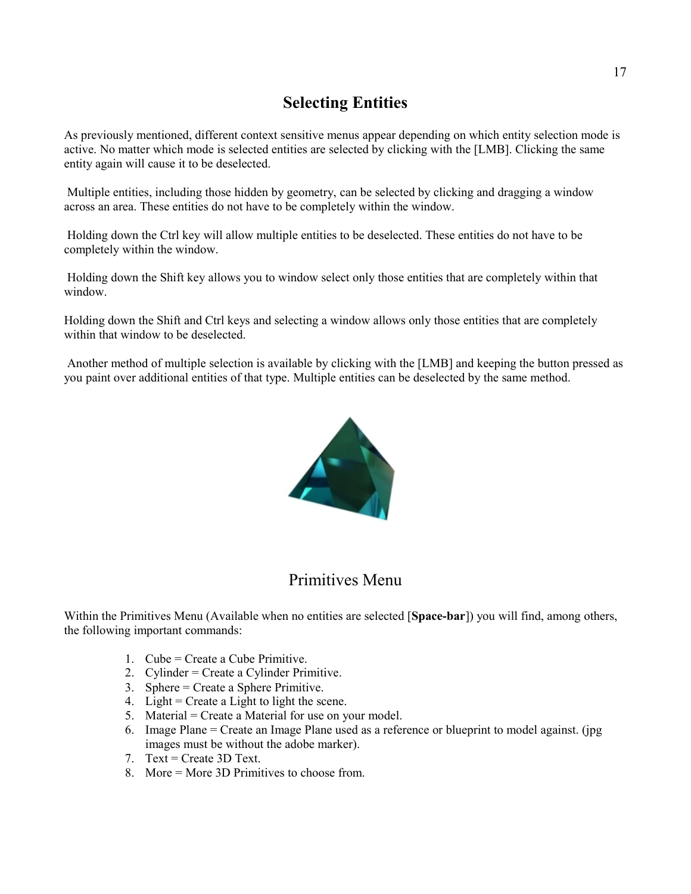## Selecting Entities

As previously mentioned, different context sensitive menus appear depending on which entity selection mode is active. No matter which mode is selected entities are selected by clicking with the [LMB]. Clicking the same entity again will cause it to be deselected.

Multiple entities, including those hidden by geometry, can be selected by clicking and dragging a window across an area. These entities do not have to be completely within the window.

Holding down the Ctrl key will allow multiple entities to be deselected. These entities do not have to be completely within the window.

Holding down the Shift key allows you to window select only those entities that are completely within that window.

Holding down the Shift and Ctrl keys and selecting a window allows only those entities that are completely within that window to be deselected.

Another method of multiple selection is available by clicking with the [LMB] and keeping the button pressed as you paint over additional entities of that type. Multiple entities can be deselected by the same method.

## Primitives Menu

Within the Primitives Menu (Available when no entities are selected [**Space-bar**]) you will find, among others, the following important commands:

1. Cube = Create a Cube Primitive.
2. Cylinder = Create a Cylinder Primitive.
3. Sphere = Create a Sphere Primitive.
4. Light = Create a Light to light the scene.
5. Material = Create a Material for use on your model.
6. Image Plane = Create an Image Plane used as a reference or blueprint to model against. (jpg images must be without the adobe marker).
7. Text = Create 3D Text.
8. More = More 3D Primitives to choose from.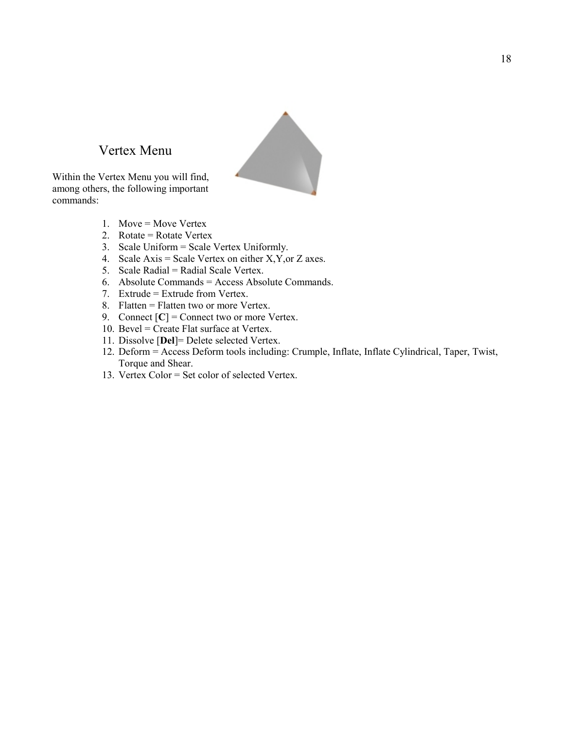## Vertex Menu

Within the Vertex Menu you will find, among others, the following important commands:

1. Move = Move Vertex
2. Rotate = Rotate Vertex
3. Scale Uniform = Scale Vertex Uniformly.
4. Scale Axis = Scale Vertex on either X,Y,or Z axes.
5. Scale Radial = Radial Scale Vertex.
6. Absolute Commands = Access Absolute Commands.
7. Extrude = Extrude from Vertex.
8. Flatten = Flatten two or more Vertex.
9. Connect [**C**] = Connect two or more Vertex.
10. Bevel = Create Flat surface at Vertex.
11. Dissolve [**Del**]= Delete selected Vertex.
12. Deform = Access Deform tools including: Crumple, Inflate, Inflate Cylindrical, Taper, Twist, Torque and Shear.
13. Vertex Color = Set color of selected Vertex.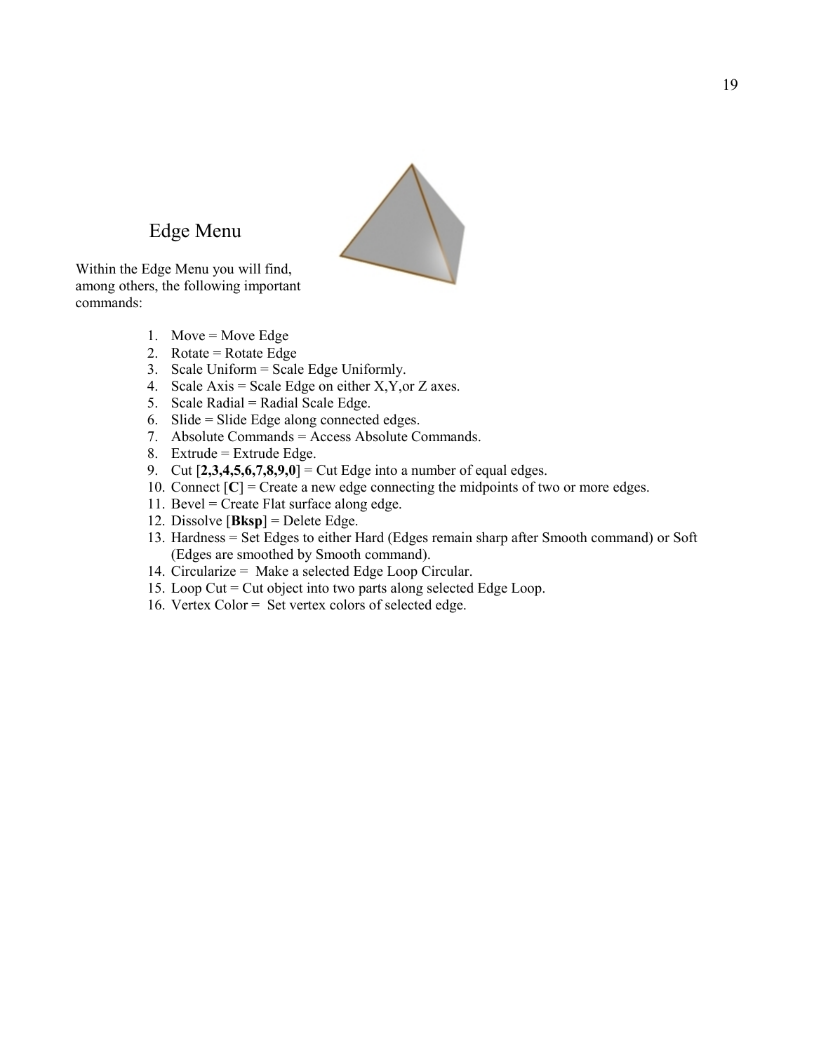## Edge Menu

Within the Edge Menu you will find, among others, the following important commands:

1. Move = Move Edge
2. Rotate = Rotate Edge
3. Scale Uniform = Scale Edge Uniformly.
4. Scale Axis = Scale Edge on either X,Y,or Z axes.
5. Scale Radial = Radial Scale Edge.
6. Slide = Slide Edge along connected edges.
7. Absolute Commands = Access Absolute Commands.
8. Extrude = Extrude Edge.
9. Cut [**2,3,4,5,6,7,8,9,0**] = Cut Edge into a number of equal edges.
10. Connect [**C**] = Create a new edge connecting the midpoints of two or more edges.
11. Bevel = Create Flat surface along edge.
12. Dissolve [**Bksp**] = Delete Edge.
13. Hardness = Set Edges to either Hard (Edges remain sharp after Smooth command) or Soft (Edges are smoothed by Smooth command).
14. Circularize = Make a selected Edge Loop Circular.
15. Loop Cut = Cut object into two parts along selected Edge Loop.
16. Vertex Color = Set vertex colors of selected edge.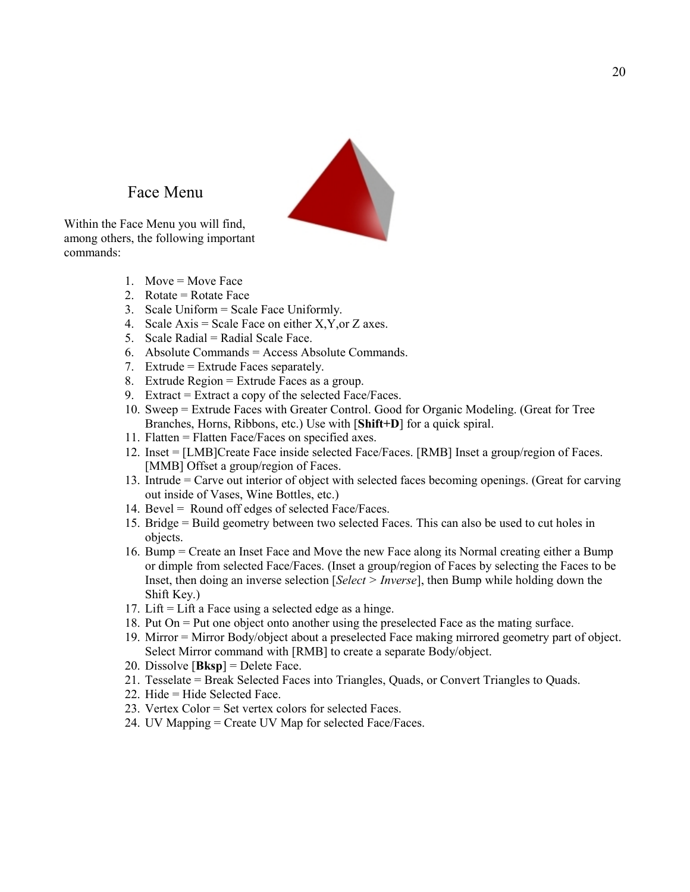## Face Menu

Within the Face Menu you will find, among others, the following important commands:

1. Move = Move Face
2. Rotate = Rotate Face
3. Scale Uniform = Scale Face Uniformly.
4. Scale Axis = Scale Face on either X,Y,or Z axes.
5. Scale Radial = Radial Scale Face.
6. Absolute Commands = Access Absolute Commands.
7. Extrude = Extrude Faces separately.
8. Extrude Region = Extrude Faces as a group.
9. Extract = Extract a copy of the selected Face/Faces.
10. Sweep = Extrude Faces with Greater Control. Good for Organic Modeling. (Great for Tree Branches, Horns, Ribbons, etc.) Use with [**Shift+D**] for a quick spiral.
11. Flatten = Flatten Face/Faces on specified axes.
12. Inset = [LMB]Create Face inside selected Face/Faces. [RMB] Inset a group/region of Faces. [MMB] Offset a group/region of Faces.
13. Intrude = Carve out interior of object with selected faces becoming openings. (Great for carving out inside of Vases, Wine Bottles, etc.)
14. Bevel = Round off edges of selected Face/Faces.
15. Bridge = Build geometry between two selected Faces. This can also be used to cut holes in objects.
16. Bump = Create an Inset Face and Move the new Face along its Normal creating either a Bump or dimple from selected Face/Faces. (Inset a group/region of Faces by selecting the Faces to be Inset, then doing an inverse selection [*Select* > *Inverse*], then Bump while holding down the Shift Key.)
17. Lift = Lift a Face using a selected edge as a hinge.
18. Put On = Put one object onto another using the preselected Face as the mating surface.
19. Mirror = Mirror Body/object about a preselected Face making mirrored geometry part of object. Select Mirror command with [RMB] to create a separate Body/object.
20. Dissolve [**Bksp**] = Delete Face.
21. Tesselate = Break Selected Faces into Triangles, Quads, or Convert Triangles to Quads.
22. Hide = Hide Selected Face.
23. Vertex Color = Set vertex colors for selected Faces.
24. UV Mapping = Create UV Map for selected Face/Faces.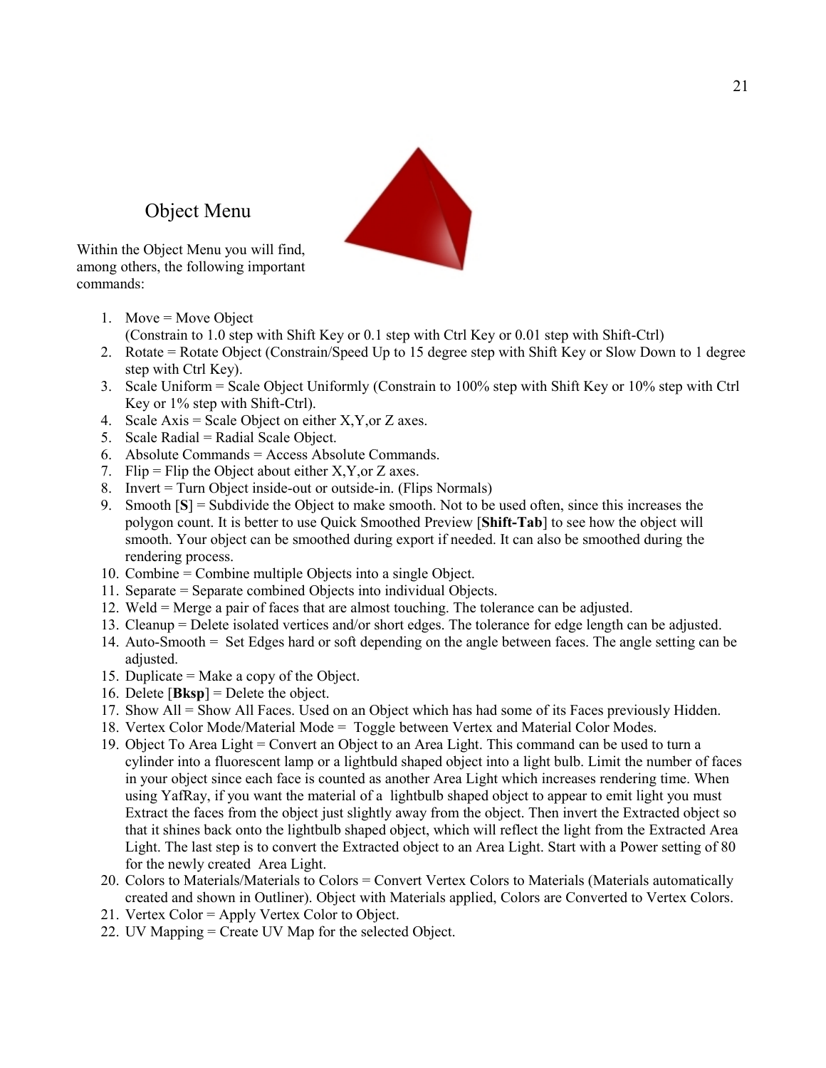## Object Menu

Within the Object Menu you will find, among others, the following important commands:

1. Move = Move Object
   (Constrain to 1.0 step with Shift Key or 0.1 step with Ctrl Key or 0.01 step with Shift-Ctrl)
2. Rotate = Rotate Object (Constrain/Speed Up to 15 degree step with Shift Key or Slow Down to 1 degree step with Ctrl Key).
3. Scale Uniform = Scale Object Uniformly (Constrain to 100% step with Shift Key or 10% step with Ctrl Key or 1% step with Shift-Ctrl).
4. Scale Axis = Scale Object on either X,Y,or Z axes.
5. Scale Radial = Radial Scale Object.
6. Absolute Commands = Access Absolute Commands.
7. Flip = Flip the Object about either X,Y,or Z axes.
8. Invert = Turn Object inside-out or outside-in. (Flips Normals)
9. Smooth [**S**] = Subdivide the Object to make smooth. Not to be used often, since this increases the polygon count. It is better to use Quick Smoothed Preview [**Shift-Tab**] to see how the object will smooth. Your object can be smoothed during export if needed. It can also be smoothed during the rendering process.
10. Combine = Combine multiple Objects into a single Object.
11. Separate = Separate combined Objects into individual Objects.
12. Weld = Merge a pair of faces that are almost touching. The tolerance can be adjusted.
13. Cleanup = Delete isolated vertices and/or short edges. The tolerance for edge length can be adjusted.
14. Auto-Smooth = Set Edges hard or soft depending on the angle between faces. The angle setting can be adjusted.
15. Duplicate = Make a copy of the Object.
16. Delete [**Bksp**] = Delete the object.
17. Show All = Show All Faces. Used on an Object which has had some of its Faces previously Hidden.
18. Vertex Color Mode/Material Mode = Toggle between Vertex and Material Color Modes.
19. Object To Area Light = Convert an Object to an Area Light. This command can be used to turn a cylinder into a fluorescent lamp or a lightbuld shaped object into a light bulb. Limit the number of faces in your object since each face is counted as another Area Light which increases rendering time. When using YafRay, if you want the material of a lightbulb shaped object to appear to emit light you must Extract the faces from the object just slightly away from the object. Then invert the Extracted object so that it shines back onto the lightbulb shaped object, which will reflect the light from the Extracted Area Light. The last step is to convert the Extracted object to an Area Light. Start with a Power setting of 80 for the newly created Area Light.
20. Colors to Materials/Materials to Colors = Convert Vertex Colors to Materials (Materials automatically created and shown in Outliner). Object with Materials applied, Colors are Converted to Vertex Colors.
21. Vertex Color = Apply Vertex Color to Object.
22. UV Mapping = Create UV Map for the selected Object.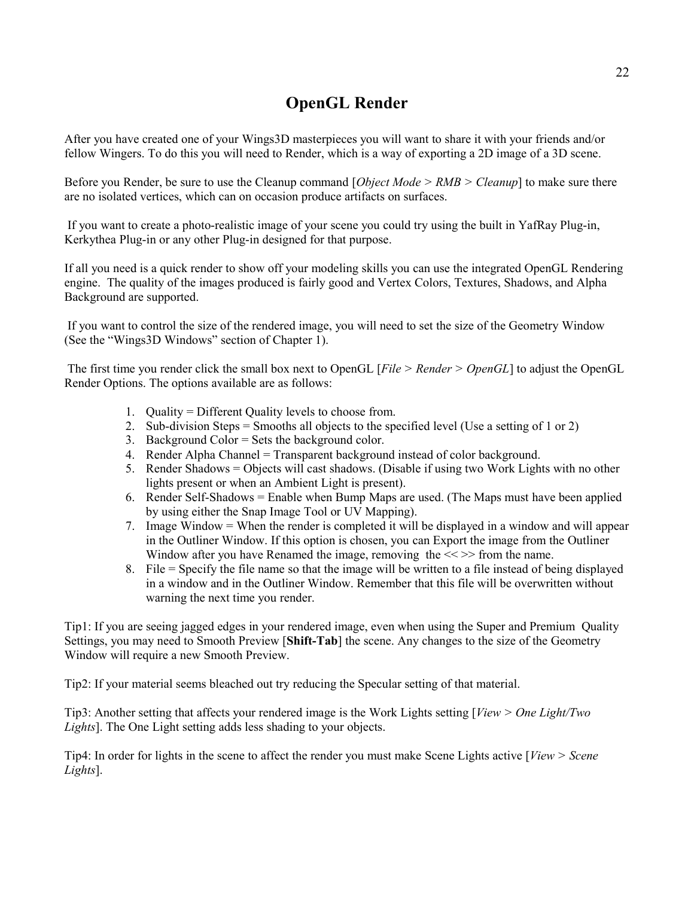# OpenGL Render

After you have created one of your Wings3D masterpieces you will want to share it with your friends and/or fellow Wingers. To do this you will need to Render, which is a way of exporting a 2D image of a 3D scene.

Before you Render, be sure to use the Cleanup command [*Object Mode* > *RMB* > *Cleanup*] to make sure there are no isolated vertices, which can on occasion produce artifacts on surfaces.

If you want to create a photo-realistic image of your scene you could try using the built in YafRay Plug-in, Kerkythea Plug-in or any other Plug-in designed for that purpose.

If all you need is a quick render to show off your modeling skills you can use the integrated OpenGL Rendering engine. The quality of the images produced is fairly good and Vertex Colors, Textures, Shadows, and Alpha Background are supported.

If you want to control the size of the rendered image, you will need to set the size of the Geometry Window (See the "Wings3D Windows" section of Chapter 1).

The first time you render click the small box next to OpenGL [*File* > *Render* > *OpenGL*] to adjust the OpenGL Render Options. The options available are as follows:

1. Quality = Different Quality levels to choose from.
2. Sub-division Steps = Smooths all objects to the specified level (Use a setting of 1 or 2)
3. Background Color = Sets the background color.
4. Render Alpha Channel = Transparent background instead of color background.
5. Render Shadows = Objects will cast shadows. (Disable if using two Work Lights with no other lights present or when an Ambient Light is present).
6. Render Self-Shadows = Enable when Bump Maps are used. (The Maps must have been applied by using either the Snap Image Tool or UV Mapping).
7. Image Window = When the render is completed it will be displayed in a window and will appear in the Outliner Window. If this option is chosen, you can Export the image from the Outliner Window after you have Renamed the image, removing the << >> from the name.
8. File = Specify the file name so that the image will be written to a file instead of being displayed in a window and in the Outliner Window. Remember that this file will be overwritten without warning the next time you render.

Tip1: If you are seeing jagged edges in your rendered image, even when using the Super and Premium Quality Settings, you may need to Smooth Preview [**Shift-Tab**] the scene. Any changes to the size of the Geometry Window will require a new Smooth Preview.

Tip2: If your material seems bleached out try reducing the Specular setting of that material.

Tip3: Another setting that affects your rendered image is the Work Lights setting [*View* > *One Light/Two Lights*]. The One Light setting adds less shading to your objects.

Tip4: In order for lights in the scene to affect the render you must make Scene Lights active [*View* > *Scene Lights*].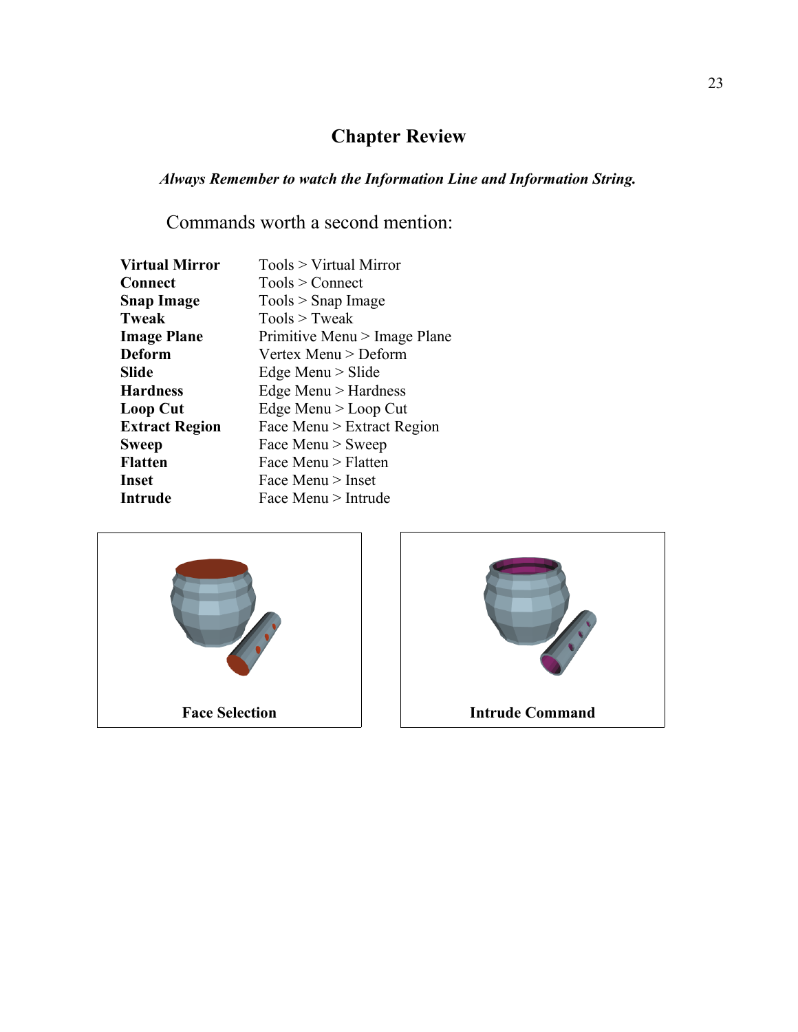# Chapter Review

***Always Remember to watch the Information Line and Information String.***

Commands worth a second mention:

| | |
|---|---|
| **Virtual Mirror** | Tools > Virtual Mirror |
| **Connect** | Tools > Connect |
| **Snap Image** | Tools > Snap Image |
| **Tweak** | Tools > Tweak |
| **Image Plane** | Primitive Menu > Image Plane |
| **Deform** | Vertex Menu > Deform |
| **Slide** | Edge Menu > Slide |
| **Hardness** | Edge Menu > Hardness |
| **Loop Cut** | Edge Menu > Loop Cut |
| **Extract Region** | Face Menu > Extract Region |
| **Sweep** | Face Menu > Sweep |
| **Flatten** | Face Menu > Flatten |
| **Inset** | Face Menu > Inset |
| **Intrude** | Face Menu > Intrude |

**Face Selection**

**Intrude Command**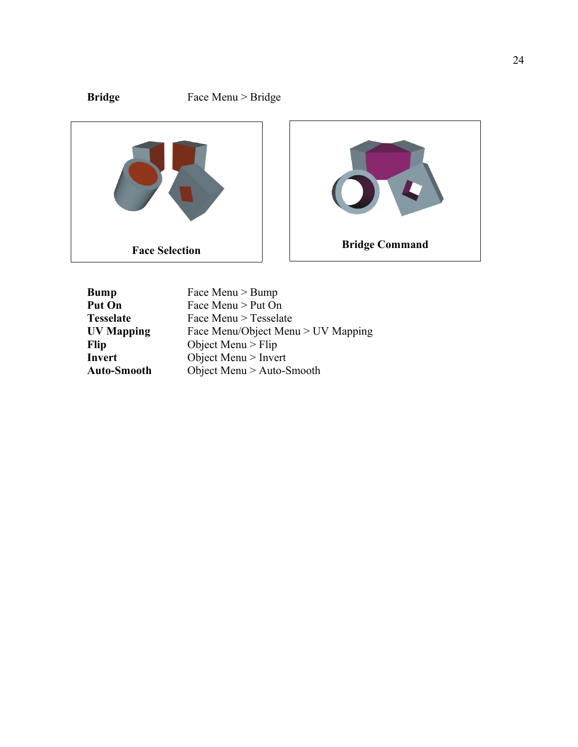**Bridge** Face Menu > Bridge

Face Selection

Bridge Command

| | |
|---|---|
| **Bump** | Face Menu > Bump |
| **Put On** | Face Menu > Put On |
| **Tesselate** | Face Menu > Tesselate |
| **UV Mapping** | Face Menu/Object Menu > UV Mapping |
| **Flip** | Object Menu > Flip |
| **Invert** | Object Menu > Invert |
| **Auto-Smooth** | Object Menu > Auto-Smooth |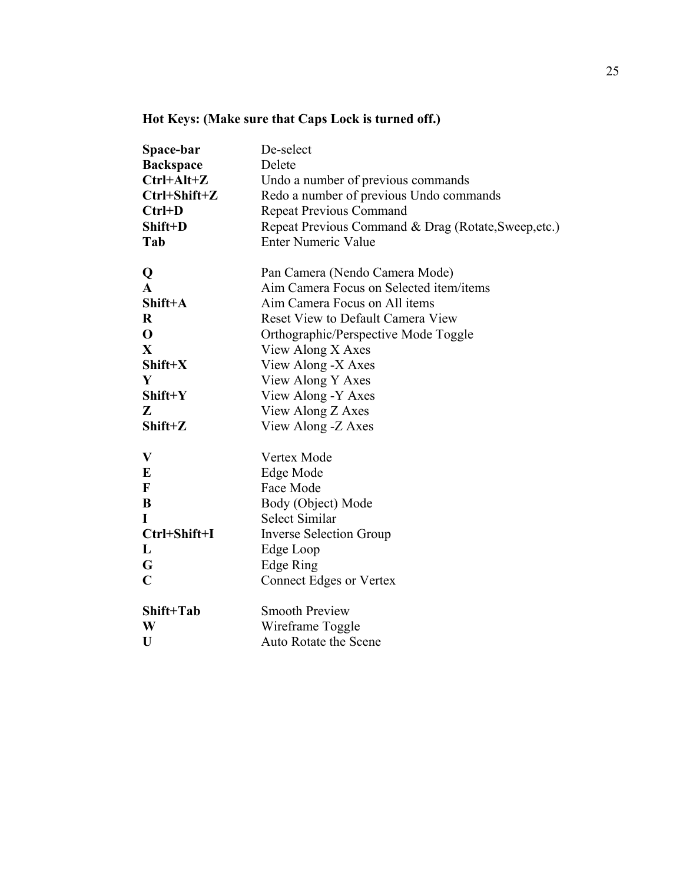**Hot Keys: (Make sure that Caps Lock is turned off.)**

| | |
|---|---|
| **Space-bar** | De-select |
| **Backspace** | Delete |
| **Ctrl+Alt+Z** | Undo a number of previous commands |
| **Ctrl+Shift+Z** | Redo a number of previous Undo commands |
| **Ctrl+D** | Repeat Previous Command |
| **Shift+D** | Repeat Previous Command & Drag (Rotate,Sweep,etc.) |
| **Tab** | Enter Numeric Value |
| | |
| **Q** | Pan Camera (Nendo Camera Mode) |
| **A** | Aim Camera Focus on Selected item/items |
| **Shift+A** | Aim Camera Focus on All items |
| **R** | Reset View to Default Camera View |
| **O** | Orthographic/Perspective Mode Toggle |
| **X** | View Along X Axes |
| **Shift+X** | View Along -X Axes |
| **Y** | View Along Y Axes |
| **Shift+Y** | View Along -Y Axes |
| **Z** | View Along Z Axes |
| **Shift+Z** | View Along -Z Axes |
| | |
| **V** | Vertex Mode |
| **E** | Edge Mode |
| **F** | Face Mode |
| **B** | Body (Object) Mode |
| **I** | Select Similar |
| **Ctrl+Shift+I** | Inverse Selection Group |
| **L** | Edge Loop |
| **G** | Edge Ring |
| **C** | Connect Edges or Vertex |
| | |
| **Shift+Tab** | Smooth Preview |
| **W** | Wireframe Toggle |
| **U** | Auto Rotate the Scene |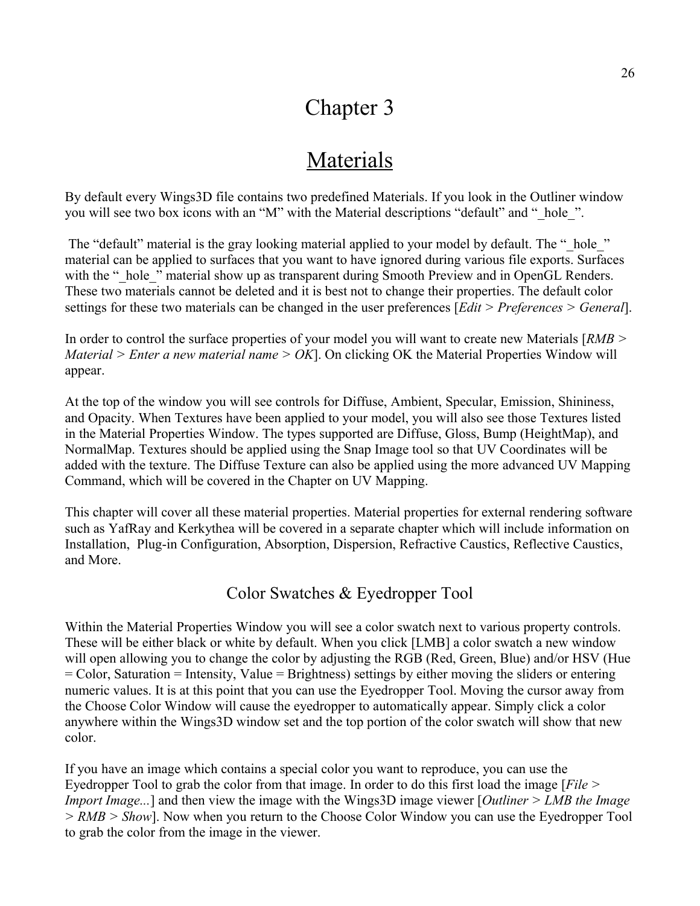# Chapter 3

## Materials

By default every Wings3D file contains two predefined Materials. If you look in the Outliner window you will see two box icons with an "M" with the Material descriptions "default" and "_hole_".

The "default" material is the gray looking material applied to your model by default. The "_hole_" material can be applied to surfaces that you want to have ignored during various file exports. Surfaces with the "_hole_" material show up as transparent during Smooth Preview and in OpenGL Renders. These two materials cannot be deleted and it is best not to change their properties. The default color settings for these two materials can be changed in the user preferences [*Edit* > *Preferences* > *General*].

In order to control the surface properties of your model you will want to create new Materials [*RMB* > *Material* > *Enter a new material name* > *OK*]. On clicking OK the Material Properties Window will appear.

At the top of the window you will see controls for Diffuse, Ambient, Specular, Emission, Shininess, and Opacity. When Textures have been applied to your model, you will also see those Textures listed in the Material Properties Window. The types supported are Diffuse, Gloss, Bump (HeightMap), and NormalMap. Textures should be applied using the Snap Image tool so that UV Coordinates will be added with the texture. The Diffuse Texture can also be applied using the more advanced UV Mapping Command, which will be covered in the Chapter on UV Mapping.

This chapter will cover all these material properties. Material properties for external rendering software such as YafRay and Kerkythea will be covered in a separate chapter which will include information on Installation, Plug-in Configuration, Absorption, Dispersion, Refractive Caustics, Reflective Caustics, and More.

### Color Swatches & Eyedropper Tool

Within the Material Properties Window you will see a color swatch next to various property controls. These will be either black or white by default. When you click [LMB] a color swatch a new window will open allowing you to change the color by adjusting the RGB (Red, Green, Blue) and/or HSV (Hue = Color, Saturation = Intensity, Value = Brightness) settings by either moving the sliders or entering numeric values. It is at this point that you can use the Eyedropper Tool. Moving the cursor away from the Choose Color Window will cause the eyedropper to automatically appear. Simply click a color anywhere within the Wings3D window set and the top portion of the color swatch will show that new color.

If you have an image which contains a special color you want to reproduce, you can use the Eyedropper Tool to grab the color from that image. In order to do this first load the image [*File* > *Import Image...*] and then view the image with the Wings3D image viewer [*Outliner* > *LMB the Image* > *RMB* > *Show*]. Now when you return to the Choose Color Window you can use the Eyedropper Tool to grab the color from the image in the viewer.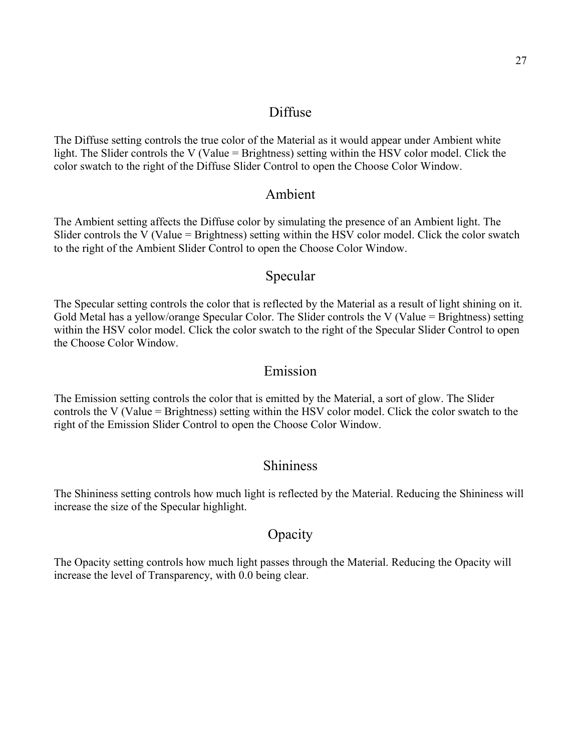## Diffuse

The Diffuse setting controls the true color of the Material as it would appear under Ambient white light. The Slider controls the V (Value = Brightness) setting within the HSV color model. Click the color swatch to the right of the Diffuse Slider Control to open the Choose Color Window.

## Ambient

The Ambient setting affects the Diffuse color by simulating the presence of an Ambient light. The Slider controls the V (Value = Brightness) setting within the HSV color model. Click the color swatch to the right of the Ambient Slider Control to open the Choose Color Window.

## Specular

The Specular setting controls the color that is reflected by the Material as a result of light shining on it. Gold Metal has a yellow/orange Specular Color. The Slider controls the V (Value = Brightness) setting within the HSV color model. Click the color swatch to the right of the Specular Slider Control to open the Choose Color Window.

## Emission

The Emission setting controls the color that is emitted by the Material, a sort of glow. The Slider controls the V (Value = Brightness) setting within the HSV color model. Click the color swatch to the right of the Emission Slider Control to open the Choose Color Window.

## Shininess

The Shininess setting controls how much light is reflected by the Material. Reducing the Shininess will increase the size of the Specular highlight.

## Opacity

The Opacity setting controls how much light passes through the Material. Reducing the Opacity will increase the level of Transparency, with 0.0 being clear.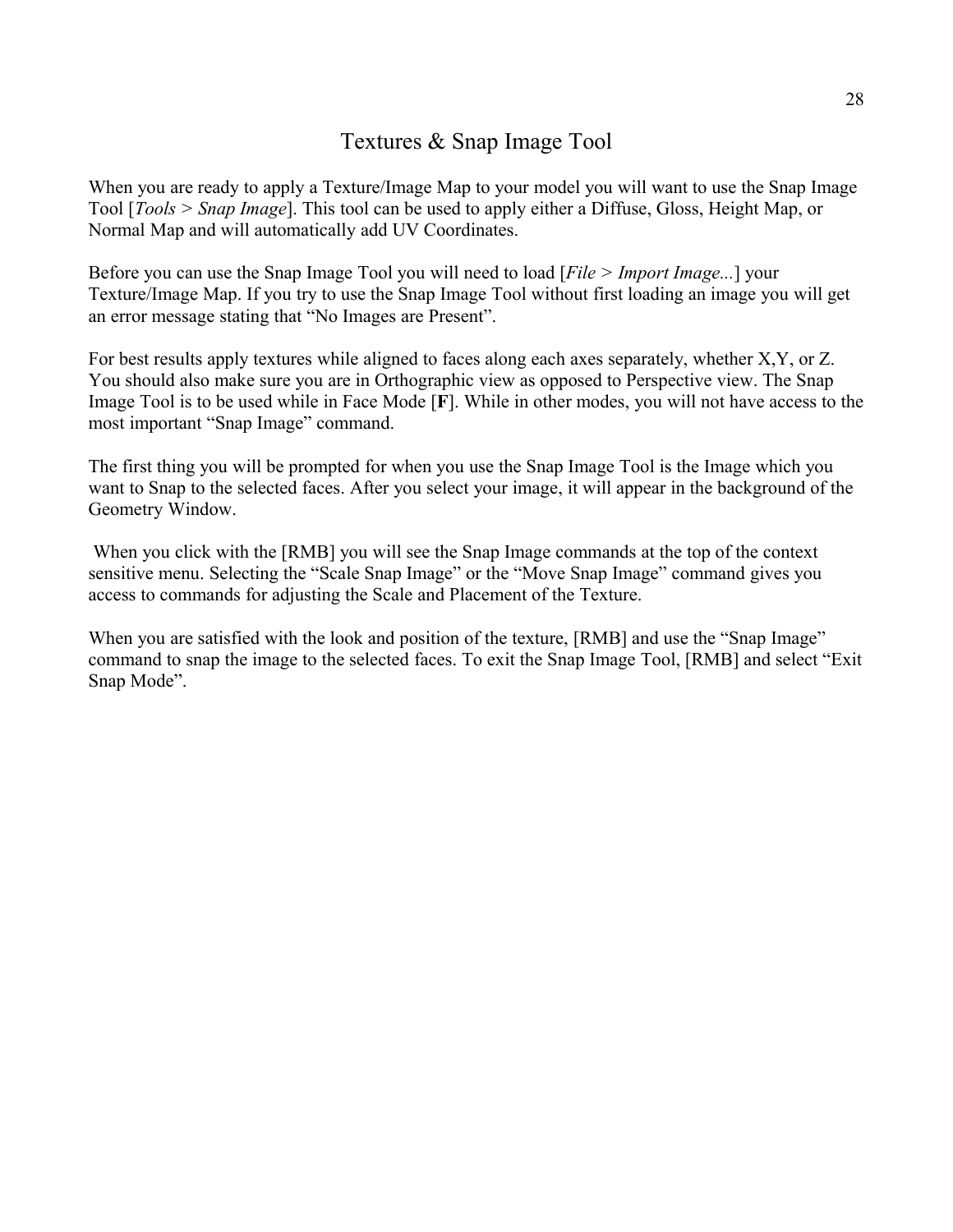# Textures & Snap Image Tool

When you are ready to apply a Texture/Image Map to your model you will want to use the Snap Image Tool [*Tools > Snap Image*]. This tool can be used to apply either a Diffuse, Gloss, Height Map, or Normal Map and will automatically add UV Coordinates.

Before you can use the Snap Image Tool you will need to load [*File > Import Image...*] your Texture/Image Map. If you try to use the Snap Image Tool without first loading an image you will get an error message stating that "No Images are Present".

For best results apply textures while aligned to faces along each axes separately, whether X,Y, or Z. You should also make sure you are in Orthographic view as opposed to Perspective view. The Snap Image Tool is to be used while in Face Mode [**F**]. While in other modes, you will not have access to the most important "Snap Image" command.

The first thing you will be prompted for when you use the Snap Image Tool is the Image which you want to Snap to the selected faces. After you select your image, it will appear in the background of the Geometry Window.

When you click with the [RMB] you will see the Snap Image commands at the top of the context sensitive menu. Selecting the "Scale Snap Image" or the "Move Snap Image" command gives you access to commands for adjusting the Scale and Placement of the Texture.

When you are satisfied with the look and position of the texture, [RMB] and use the "Snap Image" command to snap the image to the selected faces. To exit the Snap Image Tool, [RMB] and select "Exit Snap Mode".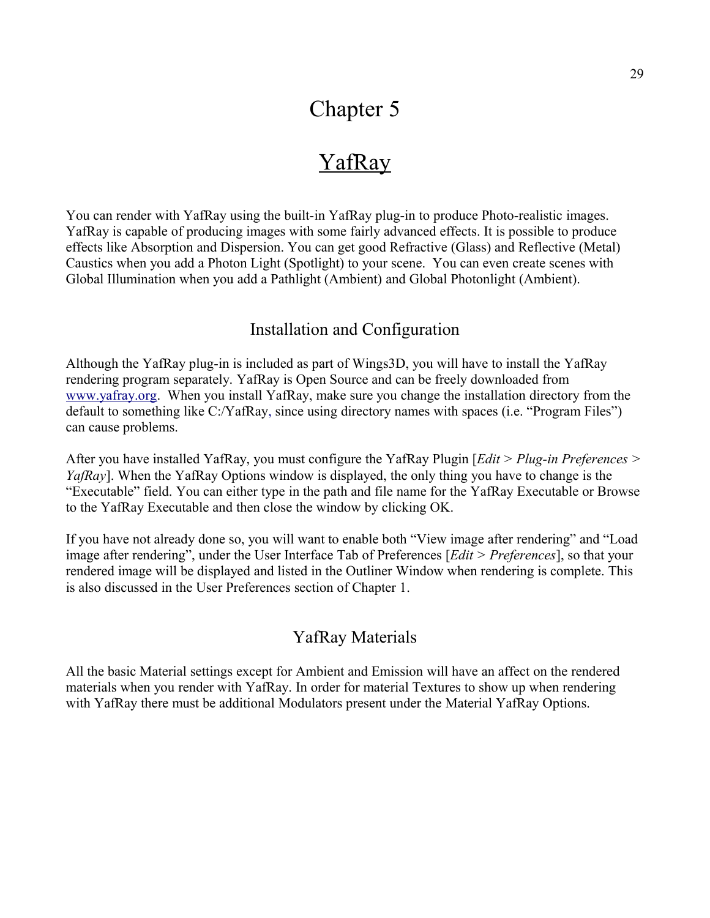# Chapter 5

## YafRay

You can render with YafRay using the built-in YafRay plug-in to produce Photo-realistic images. YafRay is capable of producing images with some fairly advanced effects. It is possible to produce effects like Absorption and Dispersion. You can get good Refractive (Glass) and Reflective (Metal) Caustics when you add a Photon Light (Spotlight) to your scene. You can even create scenes with Global Illumination when you add a Pathlight (Ambient) and Global Photonlight (Ambient).

### Installation and Configuration

Although the YafRay plug-in is included as part of Wings3D, you will have to install the YafRay rendering program separately. YafRay is Open Source and can be freely downloaded from [www.yafray.org](http://www.yafray.org). When you install YafRay, make sure you change the installation directory from the default to something like C:/YafRay, since using directory names with spaces (i.e. "Program Files") can cause problems.

After you have installed YafRay, you must configure the YafRay Plugin [*Edit* > *Plug-in Preferences* > *YafRay*]. When the YafRay Options window is displayed, the only thing you have to change is the "Executable" field. You can either type in the path and file name for the YafRay Executable or Browse to the YafRay Executable and then close the window by clicking OK.

If you have not already done so, you will want to enable both "View image after rendering" and "Load image after rendering", under the User Interface Tab of Preferences [*Edit* > *Preferences*], so that your rendered image will be displayed and listed in the Outliner Window when rendering is complete. This is also discussed in the User Preferences section of Chapter 1.

### YafRay Materials

All the basic Material settings except for Ambient and Emission will have an affect on the rendered materials when you render with YafRay. In order for material Textures to show up when rendering with YafRay there must be additional Modulators present under the Material YafRay Options.